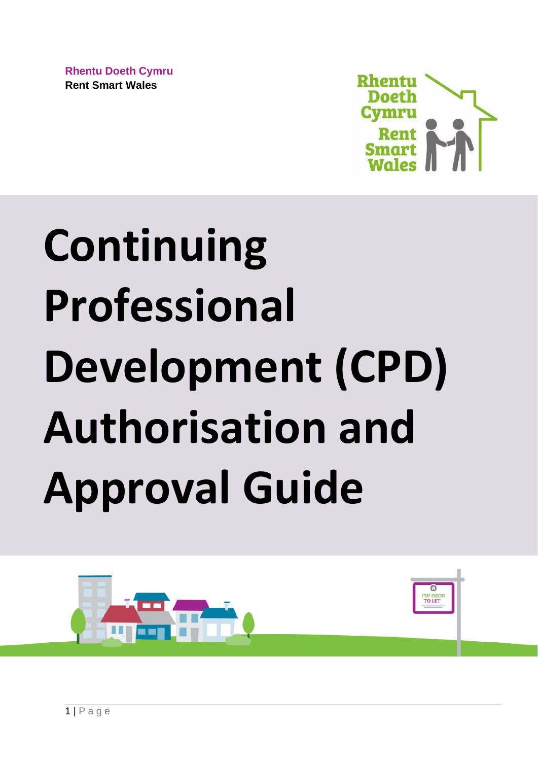**Rhentu Doeth Cymru**
**Rent Smart Wales**

# Continuing Professional Development (CPD) Authorisation and Approval Guide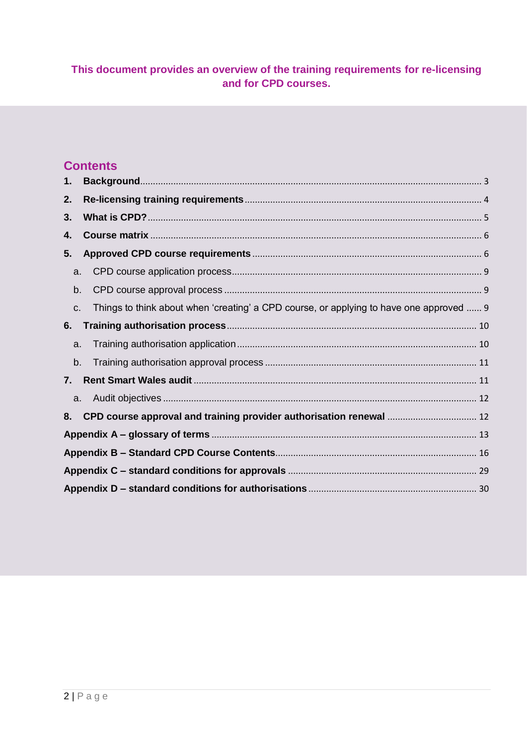**This document provides an overview of the training requirements for re-licensing and for CPD courses.**

## Contents

1. **Background** ... 3
2. **Re-licensing training requirements** ... 4
3. **What is CPD?** ... 5
4. **Course matrix** ... 6
5. **Approved CPD course requirements** ... 6
   - a. CPD course application process ... 9
   - b. CPD course approval process ... 9
   - c. Things to think about when 'creating' a CPD course, or applying to have one approved ... 9
6. **Training authorisation process** ... 10
   - a. Training authorisation application ... 10
   - b. Training authorisation approval process ... 11
7. **Rent Smart Wales audit** ... 11
   - a. Audit objectives ... 12
8. **CPD course approval and training provider authorisation renewal** ... 12

**Appendix A – glossary of terms** ... 13

**Appendix B – Standard CPD Course Contents** ... 16

**Appendix C – standard conditions for approvals** ... 29

**Appendix D – standard conditions for authorisations** ... 30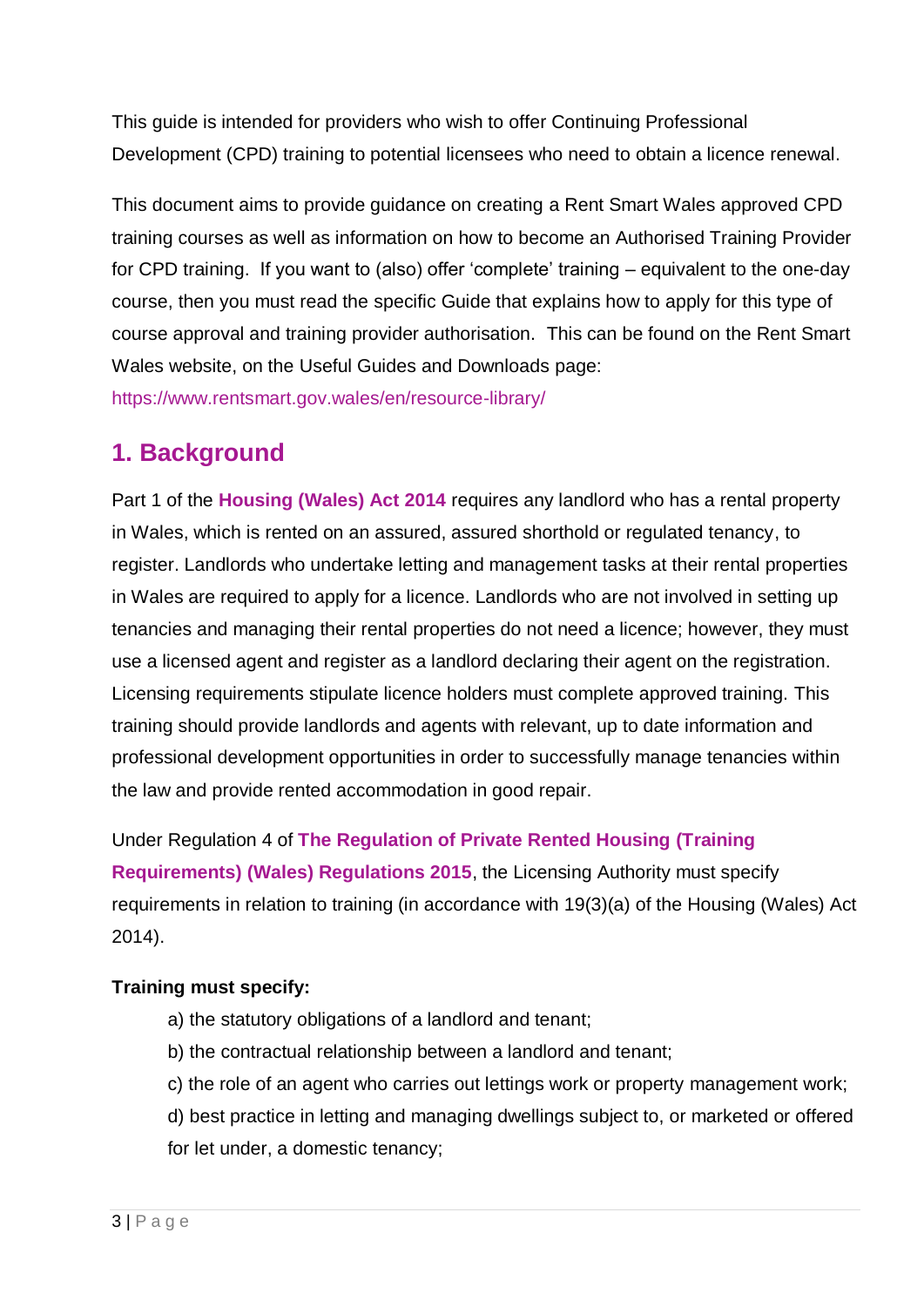This guide is intended for providers who wish to offer Continuing Professional Development (CPD) training to potential licensees who need to obtain a licence renewal.

This document aims to provide guidance on creating a Rent Smart Wales approved CPD training courses as well as information on how to become an Authorised Training Provider for CPD training. If you want to (also) offer 'complete' training – equivalent to the one-day course, then you must read the specific Guide that explains how to apply for this type of course approval and training provider authorisation. This can be found on the Rent Smart Wales website, on the Useful Guides and Downloads page: https://www.rentsmart.gov.wales/en/resource-library/

## 1. Background

Part 1 of the **Housing (Wales) Act 2014** requires any landlord who has a rental property in Wales, which is rented on an assured, assured shorthold or regulated tenancy, to register. Landlords who undertake letting and management tasks at their rental properties in Wales are required to apply for a licence. Landlords who are not involved in setting up tenancies and managing their rental properties do not need a licence; however, they must use a licensed agent and register as a landlord declaring their agent on the registration. Licensing requirements stipulate licence holders must complete approved training. This training should provide landlords and agents with relevant, up to date information and professional development opportunities in order to successfully manage tenancies within the law and provide rented accommodation in good repair.

Under Regulation 4 of **The Regulation of Private Rented Housing (Training Requirements) (Wales) Regulations 2015**, the Licensing Authority must specify requirements in relation to training (in accordance with 19(3)(a) of the Housing (Wales) Act 2014).

**Training must specify:**

a) the statutory obligations of a landlord and tenant;

b) the contractual relationship between a landlord and tenant;

c) the role of an agent who carries out lettings work or property management work;

d) best practice in letting and managing dwellings subject to, or marketed or offered for let under, a domestic tenancy;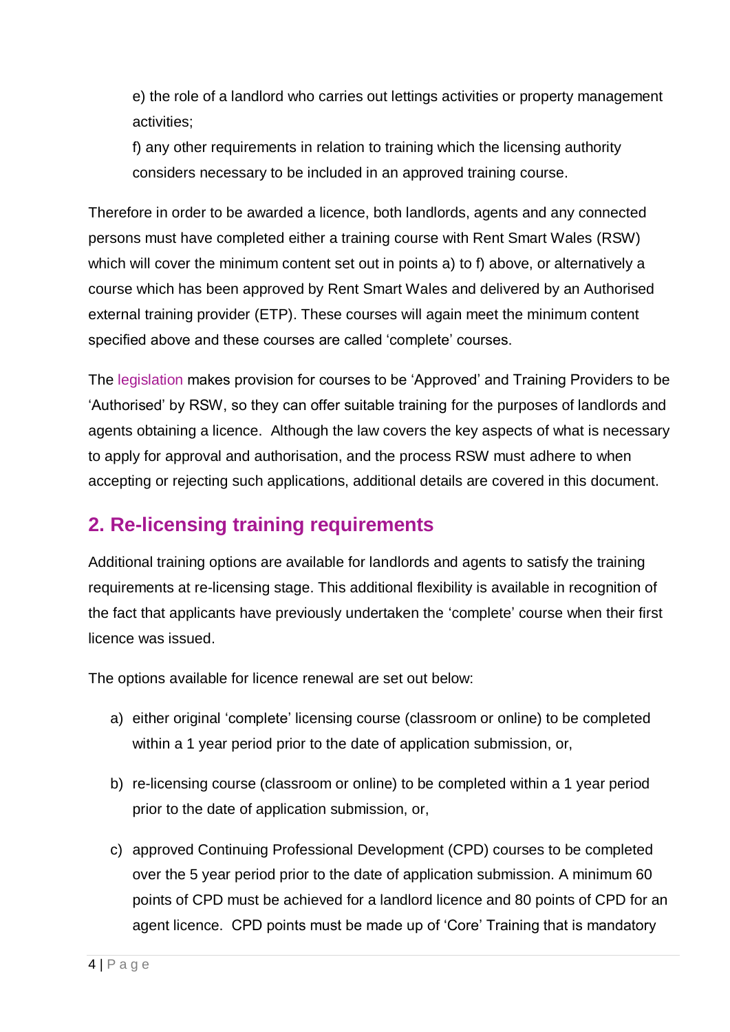e) the role of a landlord who carries out lettings activities or property management activities;

f) any other requirements in relation to training which the licensing authority considers necessary to be included in an approved training course.

Therefore in order to be awarded a licence, both landlords, agents and any connected persons must have completed either a training course with Rent Smart Wales (RSW) which will cover the minimum content set out in points a) to f) above, or alternatively a course which has been approved by Rent Smart Wales and delivered by an Authorised external training provider (ETP). These courses will again meet the minimum content specified above and these courses are called 'complete' courses.

The legislation makes provision for courses to be 'Approved' and Training Providers to be 'Authorised' by RSW, so they can offer suitable training for the purposes of landlords and agents obtaining a licence. Although the law covers the key aspects of what is necessary to apply for approval and authorisation, and the process RSW must adhere to when accepting or rejecting such applications, additional details are covered in this document.

## 2. Re-licensing training requirements

Additional training options are available for landlords and agents to satisfy the training requirements at re-licensing stage. This additional flexibility is available in recognition of the fact that applicants have previously undertaken the 'complete' course when their first licence was issued.

The options available for licence renewal are set out below:

a) either original 'complete' licensing course (classroom or online) to be completed within a 1 year period prior to the date of application submission, or,

b) re-licensing course (classroom or online) to be completed within a 1 year period prior to the date of application submission, or,

c) approved Continuing Professional Development (CPD) courses to be completed over the 5 year period prior to the date of application submission. A minimum 60 points of CPD must be achieved for a landlord licence and 80 points of CPD for an agent licence. CPD points must be made up of 'Core' Training that is mandatory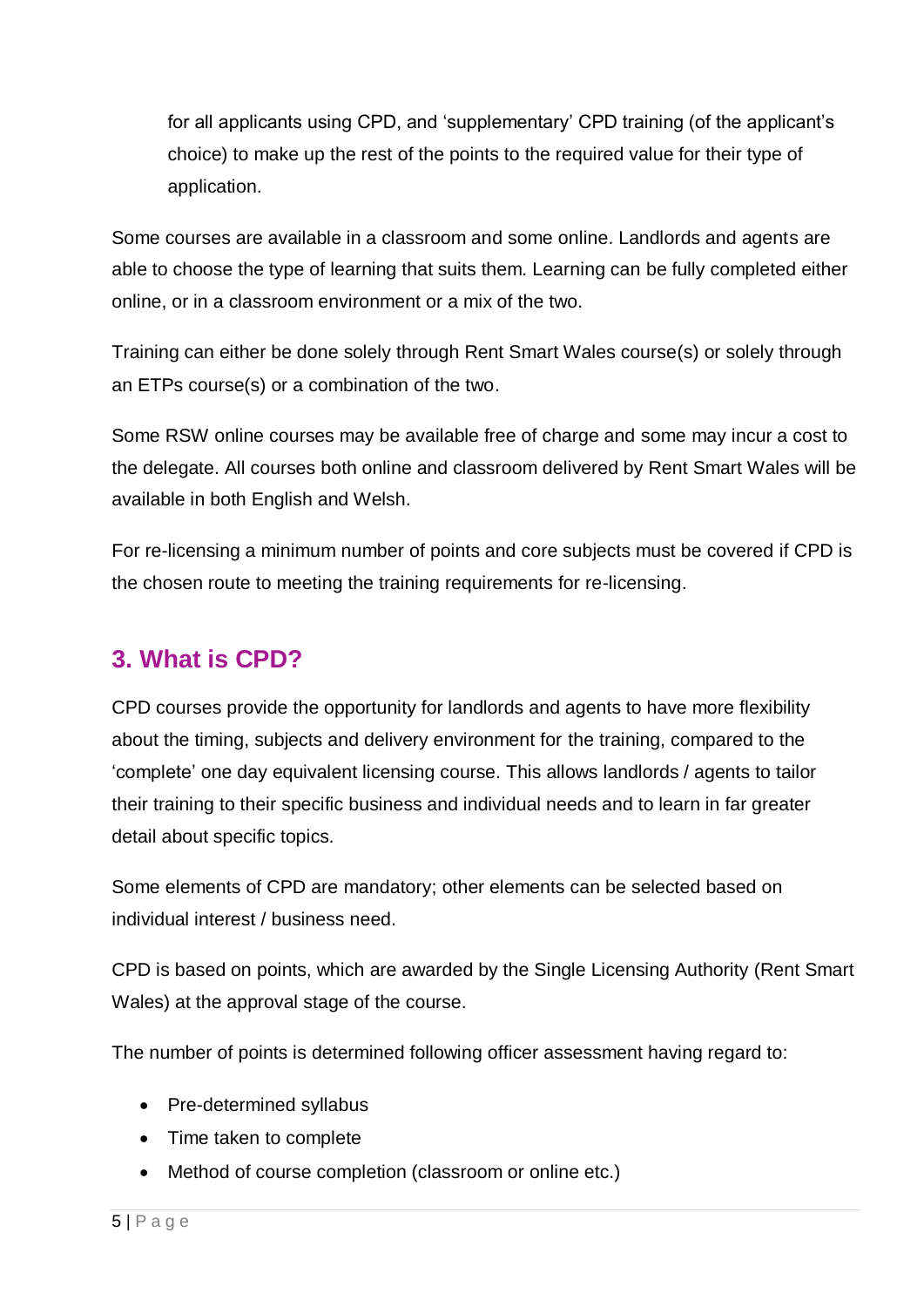for all applicants using CPD, and 'supplementary' CPD training (of the applicant's choice) to make up the rest of the points to the required value for their type of application.

Some courses are available in a classroom and some online. Landlords and agents are able to choose the type of learning that suits them. Learning can be fully completed either online, or in a classroom environment or a mix of the two.

Training can either be done solely through Rent Smart Wales course(s) or solely through an ETPs course(s) or a combination of the two.

Some RSW online courses may be available free of charge and some may incur a cost to the delegate. All courses both online and classroom delivered by Rent Smart Wales will be available in both English and Welsh.

For re-licensing a minimum number of points and core subjects must be covered if CPD is the chosen route to meeting the training requirements for re-licensing.

## 3. What is CPD?

CPD courses provide the opportunity for landlords and agents to have more flexibility about the timing, subjects and delivery environment for the training, compared to the 'complete' one day equivalent licensing course. This allows landlords / agents to tailor their training to their specific business and individual needs and to learn in far greater detail about specific topics.

Some elements of CPD are mandatory; other elements can be selected based on individual interest / business need.

CPD is based on points, which are awarded by the Single Licensing Authority (Rent Smart Wales) at the approval stage of the course.

The number of points is determined following officer assessment having regard to:

- Pre-determined syllabus
- Time taken to complete
- Method of course completion (classroom or online etc.)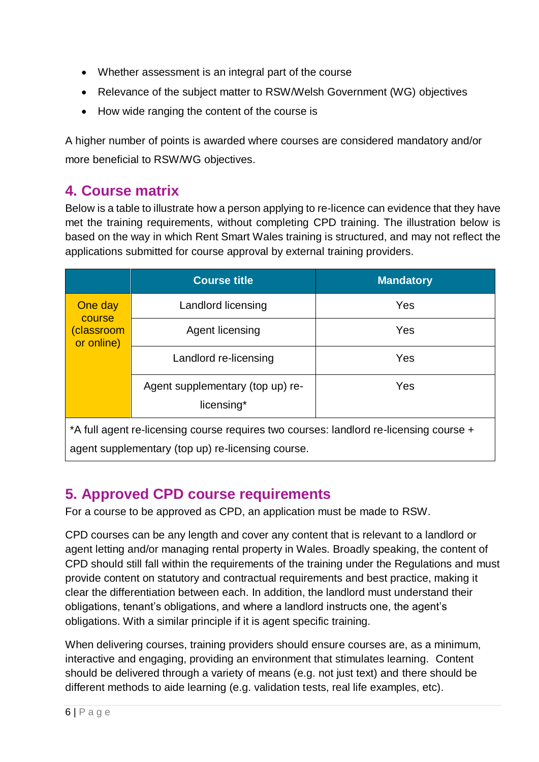- Whether assessment is an integral part of the course
- Relevance of the subject matter to RSW/Welsh Government (WG) objectives
- How wide ranging the content of the course is

A higher number of points is awarded where courses are considered mandatory and/or more beneficial to RSW/WG objectives.

## 4. Course matrix

Below is a table to illustrate how a person applying to re-licence can evidence that they have met the training requirements, without completing CPD training. The illustration below is based on the way in which Rent Smart Wales training is structured, and may not reflect the applications submitted for course approval by external training providers.

| | Course title | Mandatory |
|---|---|---|
| One day course (classroom or online) | Landlord licensing | Yes |
| | Agent licensing | Yes |
| | Landlord re-licensing | Yes |
| | Agent supplementary (top up) re-licensing* | Yes |

*A full agent re-licensing course requires two courses: landlord re-licensing course + agent supplementary (top up) re-licensing course.

## 5. Approved CPD course requirements

For a course to be approved as CPD, an application must be made to RSW.

CPD courses can be any length and cover any content that is relevant to a landlord or agent letting and/or managing rental property in Wales. Broadly speaking, the content of CPD should still fall within the requirements of the training under the Regulations and must provide content on statutory and contractual requirements and best practice, making it clear the differentiation between each. In addition, the landlord must understand their obligations, tenant's obligations, and where a landlord instructs one, the agent's obligations. With a similar principle if it is agent specific training.

When delivering courses, training providers should ensure courses are, as a minimum, interactive and engaging, providing an environment that stimulates learning. Content should be delivered through a variety of means (e.g. not just text) and there should be different methods to aide learning (e.g. validation tests, real life examples, etc).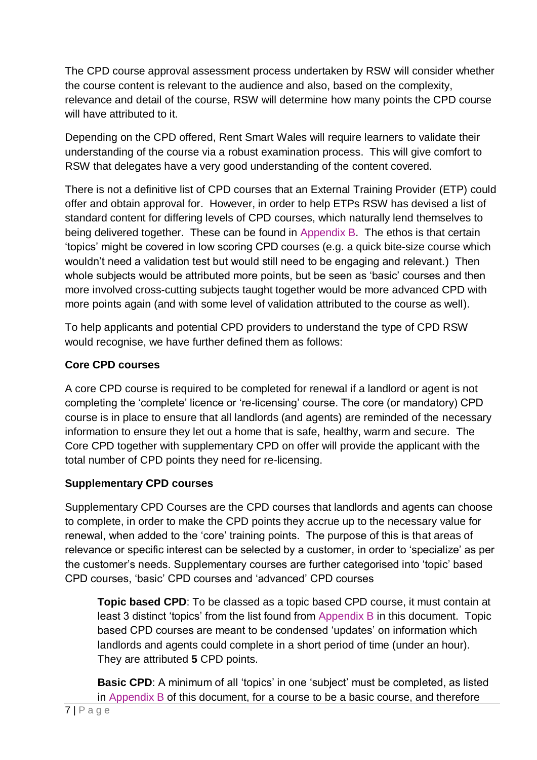The CPD course approval assessment process undertaken by RSW will consider whether the course content is relevant to the audience and also, based on the complexity, relevance and detail of the course, RSW will determine how many points the CPD course will have attributed to it.

Depending on the CPD offered, Rent Smart Wales will require learners to validate their understanding of the course via a robust examination process. This will give comfort to RSW that delegates have a very good understanding of the content covered.

There is not a definitive list of CPD courses that an External Training Provider (ETP) could offer and obtain approval for. However, in order to help ETPs RSW has devised a list of standard content for differing levels of CPD courses, which naturally lend themselves to being delivered together. These can be found in Appendix B. The ethos is that certain 'topics' might be covered in low scoring CPD courses (e.g. a quick bite-size course which wouldn't need a validation test but would still need to be engaging and relevant.) Then whole subjects would be attributed more points, but be seen as 'basic' courses and then more involved cross-cutting subjects taught together would be more advanced CPD with more points again (and with some level of validation attributed to the course as well).

To help applicants and potential CPD providers to understand the type of CPD RSW would recognise, we have further defined them as follows:

**Core CPD courses**

A core CPD course is required to be completed for renewal if a landlord or agent is not completing the 'complete' licence or 're-licensing' course. The core (or mandatory) CPD course is in place to ensure that all landlords (and agents) are reminded of the necessary information to ensure they let out a home that is safe, healthy, warm and secure. The Core CPD together with supplementary CPD on offer will provide the applicant with the total number of CPD points they need for re-licensing.

**Supplementary CPD courses**

Supplementary CPD Courses are the CPD courses that landlords and agents can choose to complete, in order to make the CPD points they accrue up to the necessary value for renewal, when added to the 'core' training points. The purpose of this is that areas of relevance or specific interest can be selected by a customer, in order to 'specialize' as per the customer's needs. Supplementary courses are further categorised into 'topic' based CPD courses, 'basic' CPD courses and 'advanced' CPD courses

> **Topic based CPD**: To be classed as a topic based CPD course, it must contain at least 3 distinct 'topics' from the list found from Appendix B in this document. Topic based CPD courses are meant to be condensed 'updates' on information which landlords and agents could complete in a short period of time (under an hour). They are attributed **5** CPD points.
>
> **Basic CPD**: A minimum of all 'topics' in one 'subject' must be completed, as listed in Appendix B of this document, for a course to be a basic course, and therefore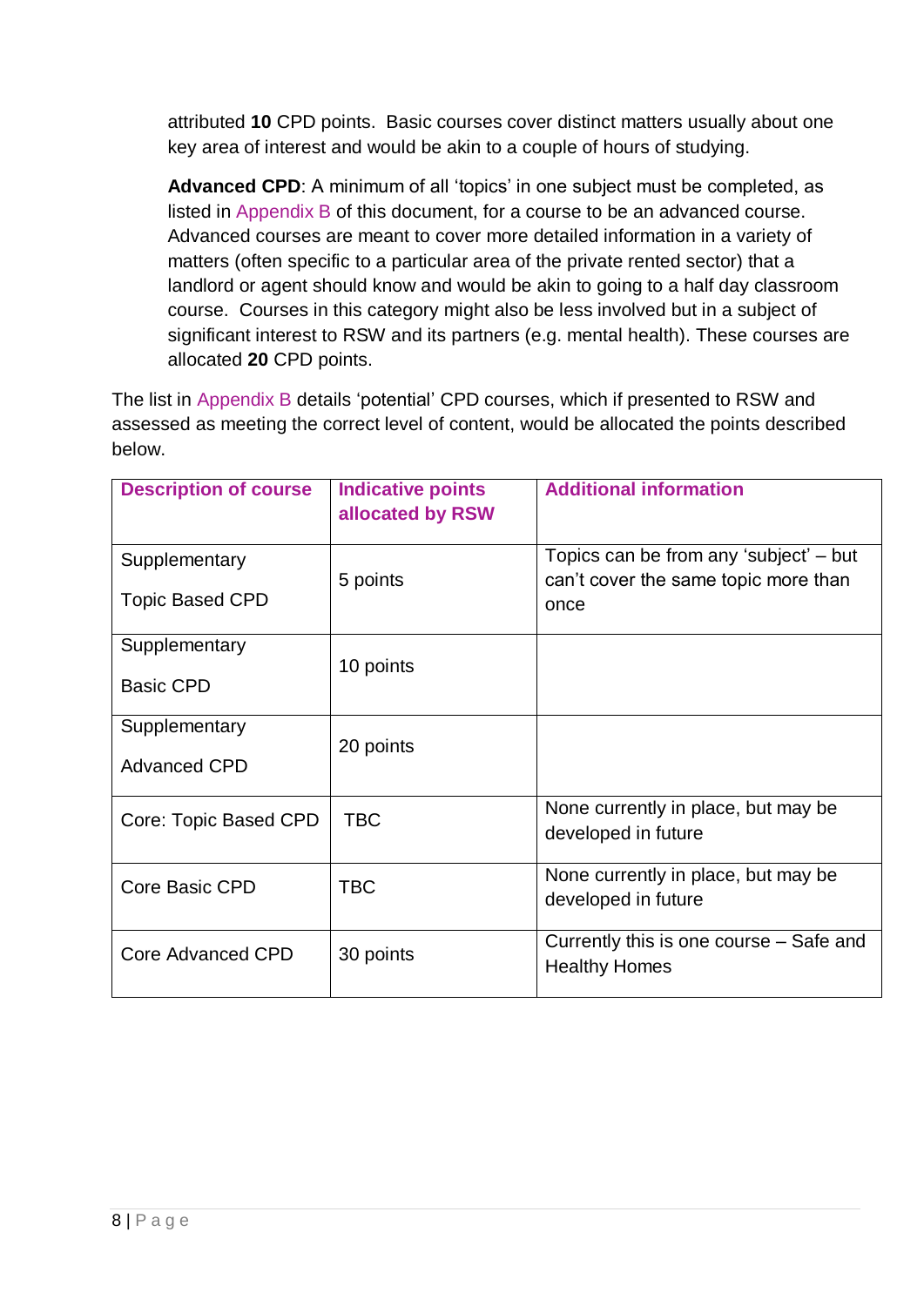attributed **10** CPD points. Basic courses cover distinct matters usually about one key area of interest and would be akin to a couple of hours of studying.

**Advanced CPD**: A minimum of all 'topics' in one subject must be completed, as listed in Appendix B of this document, for a course to be an advanced course. Advanced courses are meant to cover more detailed information in a variety of matters (often specific to a particular area of the private rented sector) that a landlord or agent should know and would be akin to going to a half day classroom course. Courses in this category might also be less involved but in a subject of significant interest to RSW and its partners (e.g. mental health). These courses are allocated **20** CPD points.

The list in Appendix B details 'potential' CPD courses, which if presented to RSW and assessed as meeting the correct level of content, would be allocated the points described below.

| Description of course | Indicative points allocated by RSW | Additional information |
|---|---|---|
| Supplementary Topic Based CPD | 5 points | Topics can be from any 'subject' – but can't cover the same topic more than once |
| Supplementary Basic CPD | 10 points | |
| Supplementary Advanced CPD | 20 points | |
| Core: Topic Based CPD | TBC | None currently in place, but may be developed in future |
| Core Basic CPD | TBC | None currently in place, but may be developed in future |
| Core Advanced CPD | 30 points | Currently this is one course – Safe and Healthy Homes |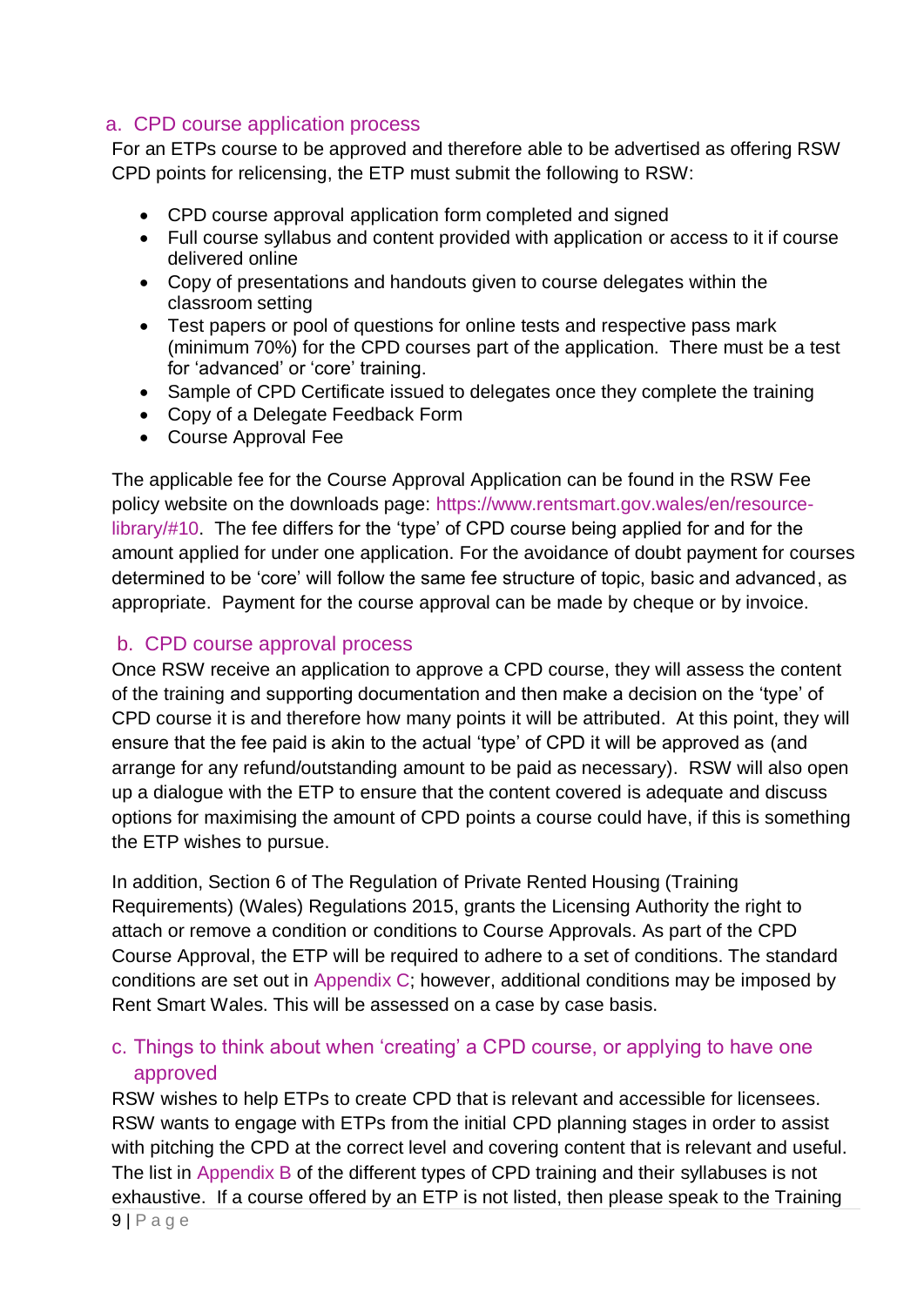## a. CPD course application process

For an ETPs course to be approved and therefore able to be advertised as offering RSW CPD points for relicensing, the ETP must submit the following to RSW:

- CPD course approval application form completed and signed
- Full course syllabus and content provided with application or access to it if course delivered online
- Copy of presentations and handouts given to course delegates within the classroom setting
- Test papers or pool of questions for online tests and respective pass mark (minimum 70%) for the CPD courses part of the application. There must be a test for 'advanced' or 'core' training.
- Sample of CPD Certificate issued to delegates once they complete the training
- Copy of a Delegate Feedback Form
- Course Approval Fee

The applicable fee for the Course Approval Application can be found in the RSW Fee policy website on the downloads page: https://www.rentsmart.gov.wales/en/resource-library/#10. The fee differs for the 'type' of CPD course being applied for and for the amount applied for under one application. For the avoidance of doubt payment for courses determined to be 'core' will follow the same fee structure of topic, basic and advanced, as appropriate. Payment for the course approval can be made by cheque or by invoice.

## b. CPD course approval process

Once RSW receive an application to approve a CPD course, they will assess the content of the training and supporting documentation and then make a decision on the 'type' of CPD course it is and therefore how many points it will be attributed. At this point, they will ensure that the fee paid is akin to the actual 'type' of CPD it will be approved as (and arrange for any refund/outstanding amount to be paid as necessary). RSW will also open up a dialogue with the ETP to ensure that the content covered is adequate and discuss options for maximising the amount of CPD points a course could have, if this is something the ETP wishes to pursue.

In addition, Section 6 of The Regulation of Private Rented Housing (Training Requirements) (Wales) Regulations 2015, grants the Licensing Authority the right to attach or remove a condition or conditions to Course Approvals. As part of the CPD Course Approval, the ETP will be required to adhere to a set of conditions. The standard conditions are set out in Appendix C; however, additional conditions may be imposed by Rent Smart Wales. This will be assessed on a case by case basis.

## c. Things to think about when 'creating' a CPD course, or applying to have one approved

RSW wishes to help ETPs to create CPD that is relevant and accessible for licensees. RSW wants to engage with ETPs from the initial CPD planning stages in order to assist with pitching the CPD at the correct level and covering content that is relevant and useful. The list in Appendix B of the different types of CPD training and their syllabuses is not exhaustive. If a course offered by an ETP is not listed, then please speak to the Training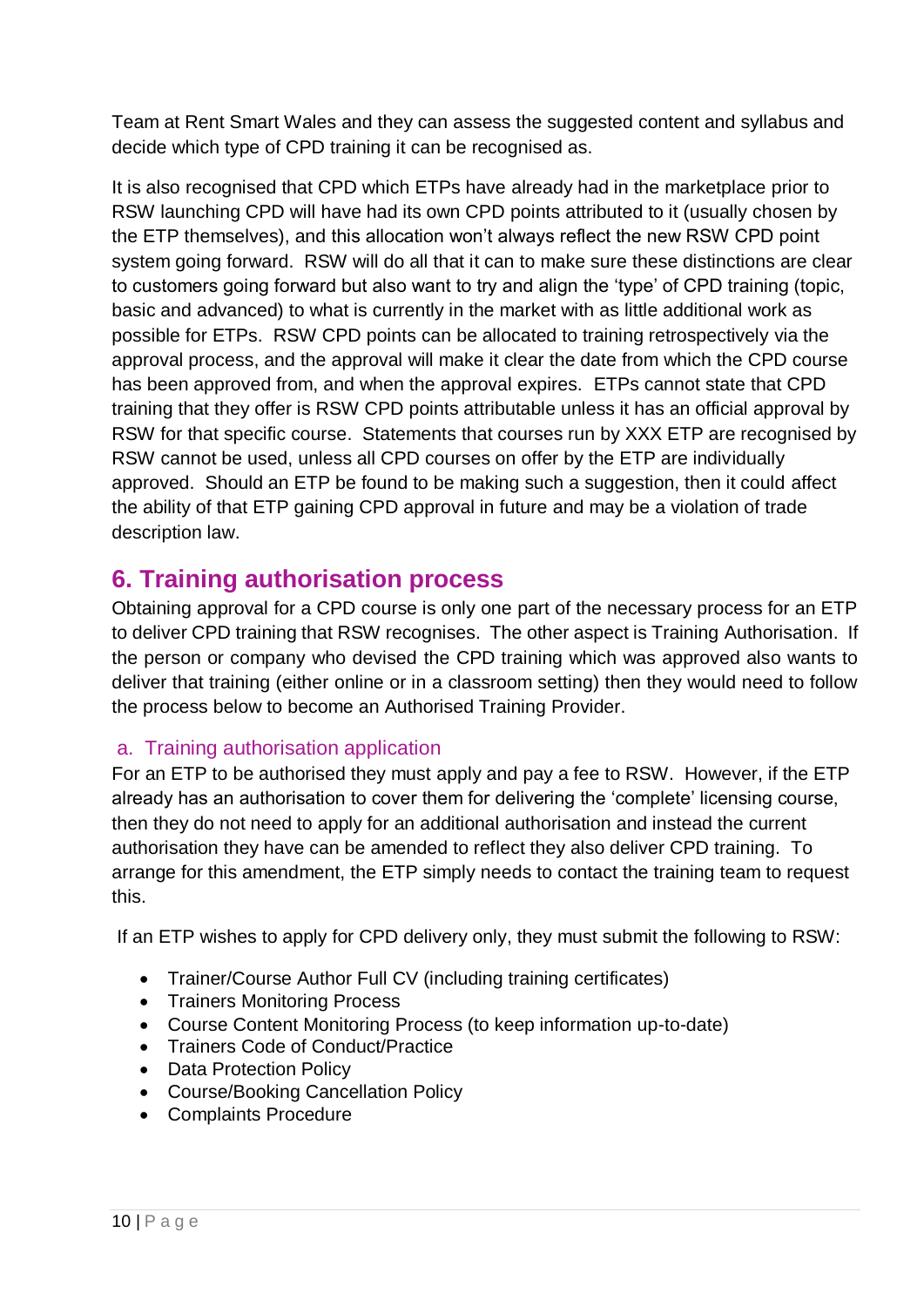Team at Rent Smart Wales and they can assess the suggested content and syllabus and decide which type of CPD training it can be recognised as.

It is also recognised that CPD which ETPs have already had in the marketplace prior to RSW launching CPD will have had its own CPD points attributed to it (usually chosen by the ETP themselves), and this allocation won't always reflect the new RSW CPD point system going forward. RSW will do all that it can to make sure these distinctions are clear to customers going forward but also want to try and align the 'type' of CPD training (topic, basic and advanced) to what is currently in the market with as little additional work as possible for ETPs. RSW CPD points can be allocated to training retrospectively via the approval process, and the approval will make it clear the date from which the CPD course has been approved from, and when the approval expires. ETPs cannot state that CPD training that they offer is RSW CPD points attributable unless it has an official approval by RSW for that specific course. Statements that courses run by XXX ETP are recognised by RSW cannot be used, unless all CPD courses on offer by the ETP are individually approved. Should an ETP be found to be making such a suggestion, then it could affect the ability of that ETP gaining CPD approval in future and may be a violation of trade description law.

## 6. Training authorisation process

Obtaining approval for a CPD course is only one part of the necessary process for an ETP to deliver CPD training that RSW recognises. The other aspect is Training Authorisation. If the person or company who devised the CPD training which was approved also wants to deliver that training (either online or in a classroom setting) then they would need to follow the process below to become an Authorised Training Provider.

### a. Training authorisation application

For an ETP to be authorised they must apply and pay a fee to RSW. However, if the ETP already has an authorisation to cover them for delivering the 'complete' licensing course, then they do not need to apply for an additional authorisation and instead the current authorisation they have can be amended to reflect they also deliver CPD training. To arrange for this amendment, the ETP simply needs to contact the training team to request this.

If an ETP wishes to apply for CPD delivery only, they must submit the following to RSW:

- Trainer/Course Author Full CV (including training certificates)
- Trainers Monitoring Process
- Course Content Monitoring Process (to keep information up-to-date)
- Trainers Code of Conduct/Practice
- Data Protection Policy
- Course/Booking Cancellation Policy
- Complaints Procedure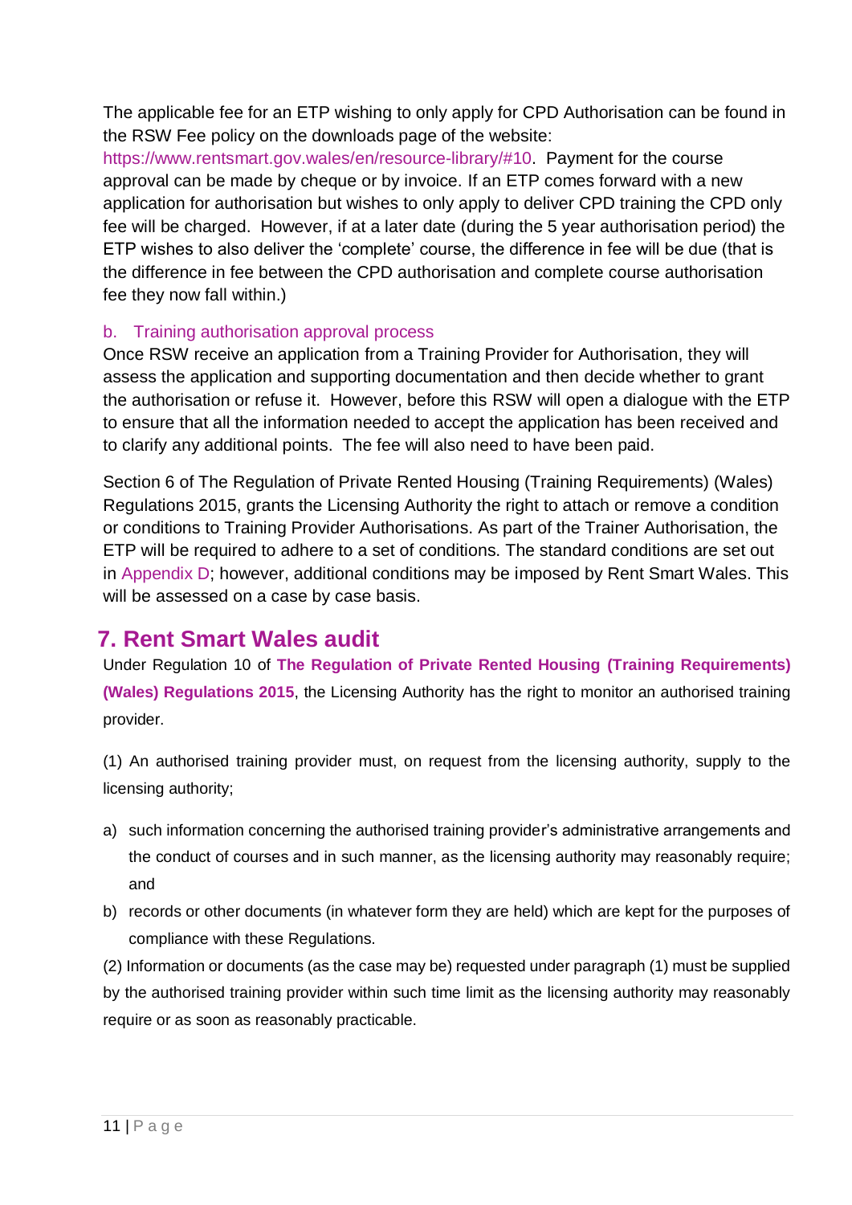The applicable fee for an ETP wishing to only apply for CPD Authorisation can be found in the RSW Fee policy on the downloads page of the website: https://www.rentsmart.gov.wales/en/resource-library/#10. Payment for the course approval can be made by cheque or by invoice. If an ETP comes forward with a new application for authorisation but wishes to only apply to deliver CPD training the CPD only fee will be charged. However, if at a later date (during the 5 year authorisation period) the ETP wishes to also deliver the 'complete' course, the difference in fee will be due (that is the difference in fee between the CPD authorisation and complete course authorisation fee they now fall within.)

### b. Training authorisation approval process

Once RSW receive an application from a Training Provider for Authorisation, they will assess the application and supporting documentation and then decide whether to grant the authorisation or refuse it. However, before this RSW will open a dialogue with the ETP to ensure that all the information needed to accept the application has been received and to clarify any additional points. The fee will also need to have been paid.

Section 6 of The Regulation of Private Rented Housing (Training Requirements) (Wales) Regulations 2015, grants the Licensing Authority the right to attach or remove a condition or conditions to Training Provider Authorisations. As part of the Trainer Authorisation, the ETP will be required to adhere to a set of conditions. The standard conditions are set out in Appendix D; however, additional conditions may be imposed by Rent Smart Wales. This will be assessed on a case by case basis.

## 7. Rent Smart Wales audit

Under Regulation 10 of **The Regulation of Private Rented Housing (Training Requirements) (Wales) Regulations 2015**, the Licensing Authority has the right to monitor an authorised training provider.

(1) An authorised training provider must, on request from the licensing authority, supply to the licensing authority;

a) such information concerning the authorised training provider's administrative arrangements and the conduct of courses and in such manner, as the licensing authority may reasonably require; and
b) records or other documents (in whatever form they are held) which are kept for the purposes of compliance with these Regulations.

(2) Information or documents (as the case may be) requested under paragraph (1) must be supplied by the authorised training provider within such time limit as the licensing authority may reasonably require or as soon as reasonably practicable.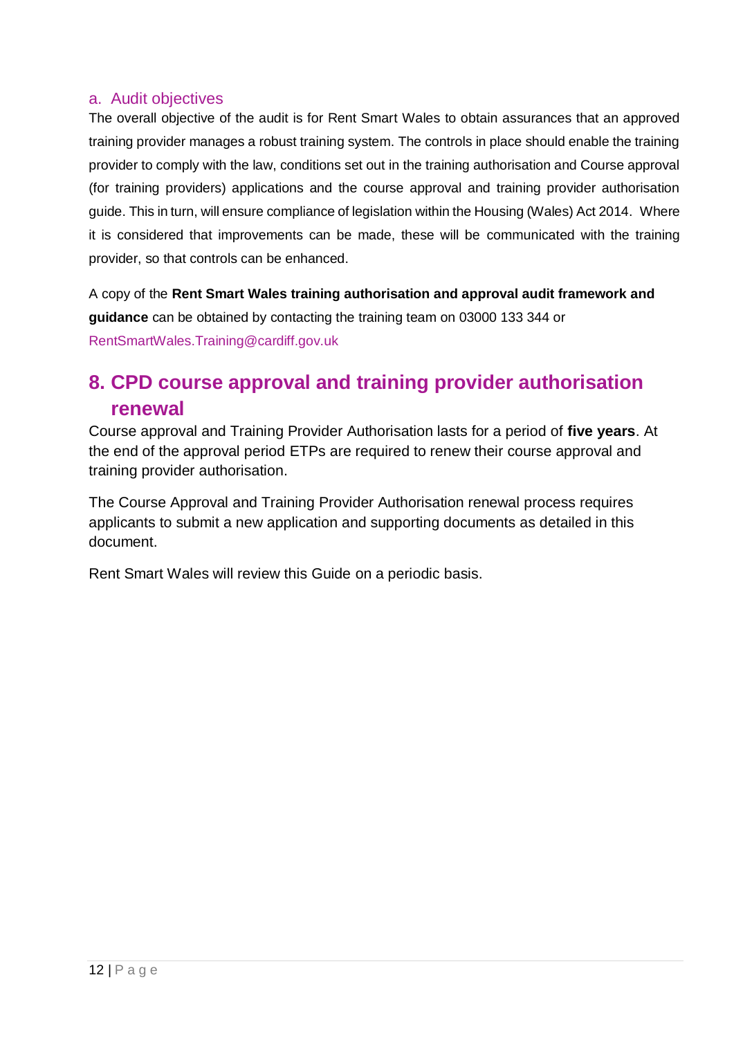### a. Audit objectives

The overall objective of the audit is for Rent Smart Wales to obtain assurances that an approved training provider manages a robust training system. The controls in place should enable the training provider to comply with the law, conditions set out in the training authorisation and Course approval (for training providers) applications and the course approval and training provider authorisation guide. This in turn, will ensure compliance of legislation within the Housing (Wales) Act 2014. Where it is considered that improvements can be made, these will be communicated with the training provider, so that controls can be enhanced.

A copy of the **Rent Smart Wales training authorisation and approval audit framework and guidance** can be obtained by contacting the training team on 03000 133 344 or RentSmartWales.Training@cardiff.gov.uk

## 8. CPD course approval and training provider authorisation renewal

Course approval and Training Provider Authorisation lasts for a period of **five years**. At the end of the approval period ETPs are required to renew their course approval and training provider authorisation.

The Course Approval and Training Provider Authorisation renewal process requires applicants to submit a new application and supporting documents as detailed in this document.

Rent Smart Wales will review this Guide on a periodic basis.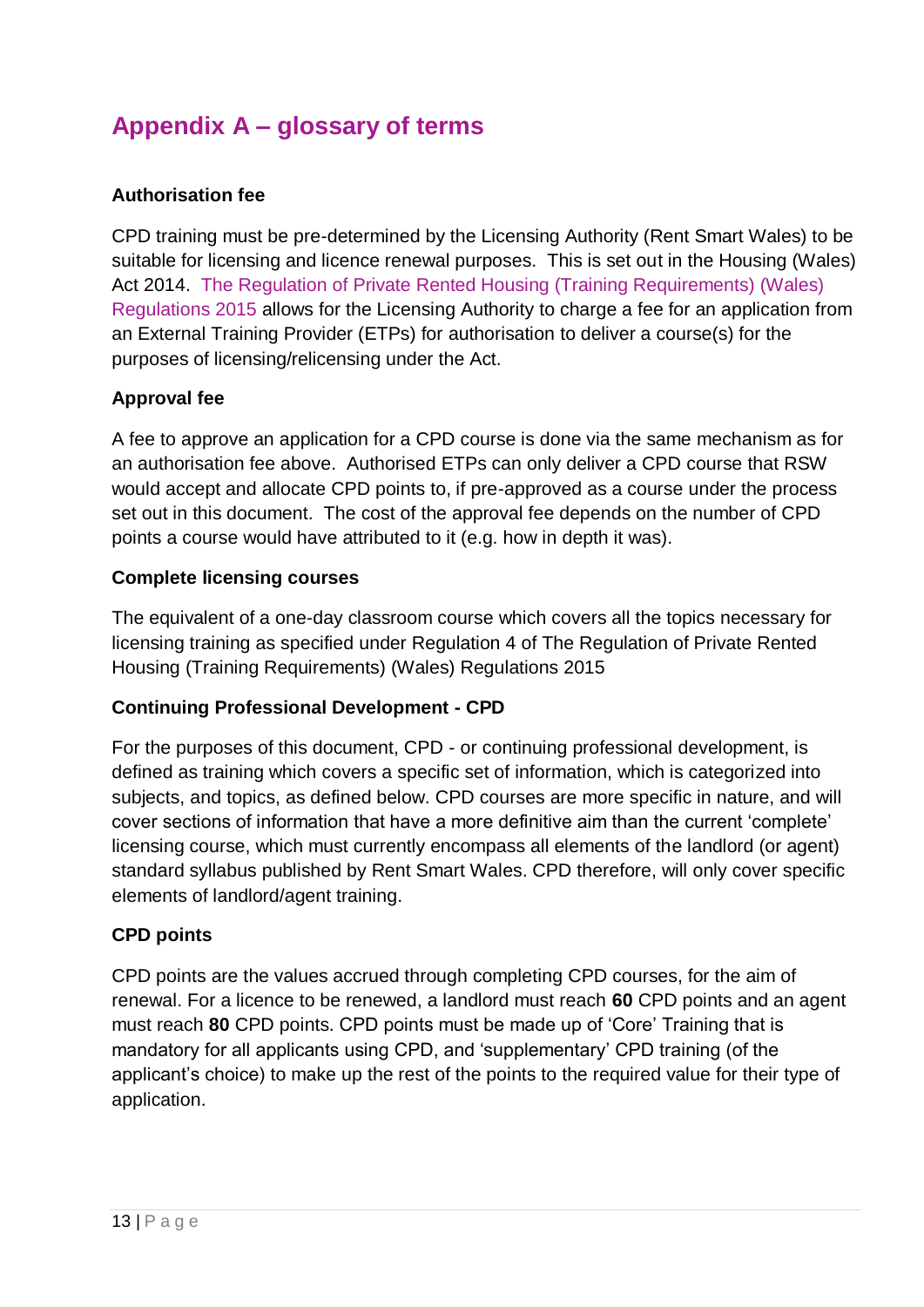# Appendix A – glossary of terms

**Authorisation fee**

CPD training must be pre-determined by the Licensing Authority (Rent Smart Wales) to be suitable for licensing and licence renewal purposes. This is set out in the Housing (Wales) Act 2014. The Regulation of Private Rented Housing (Training Requirements) (Wales) Regulations 2015 allows for the Licensing Authority to charge a fee for an application from an External Training Provider (ETPs) for authorisation to deliver a course(s) for the purposes of licensing/relicensing under the Act.

**Approval fee**

A fee to approve an application for a CPD course is done via the same mechanism as for an authorisation fee above. Authorised ETPs can only deliver a CPD course that RSW would accept and allocate CPD points to, if pre-approved as a course under the process set out in this document. The cost of the approval fee depends on the number of CPD points a course would have attributed to it (e.g. how in depth it was).

**Complete licensing courses**

The equivalent of a one-day classroom course which covers all the topics necessary for licensing training as specified under Regulation 4 of The Regulation of Private Rented Housing (Training Requirements) (Wales) Regulations 2015

**Continuing Professional Development - CPD**

For the purposes of this document, CPD - or continuing professional development, is defined as training which covers a specific set of information, which is categorized into subjects, and topics, as defined below. CPD courses are more specific in nature, and will cover sections of information that have a more definitive aim than the current 'complete' licensing course, which must currently encompass all elements of the landlord (or agent) standard syllabus published by Rent Smart Wales. CPD therefore, will only cover specific elements of landlord/agent training.

**CPD points**

CPD points are the values accrued through completing CPD courses, for the aim of renewal. For a licence to be renewed, a landlord must reach **60** CPD points and an agent must reach **80** CPD points. CPD points must be made up of 'Core' Training that is mandatory for all applicants using CPD, and 'supplementary' CPD training (of the applicant's choice) to make up the rest of the points to the required value for their type of application.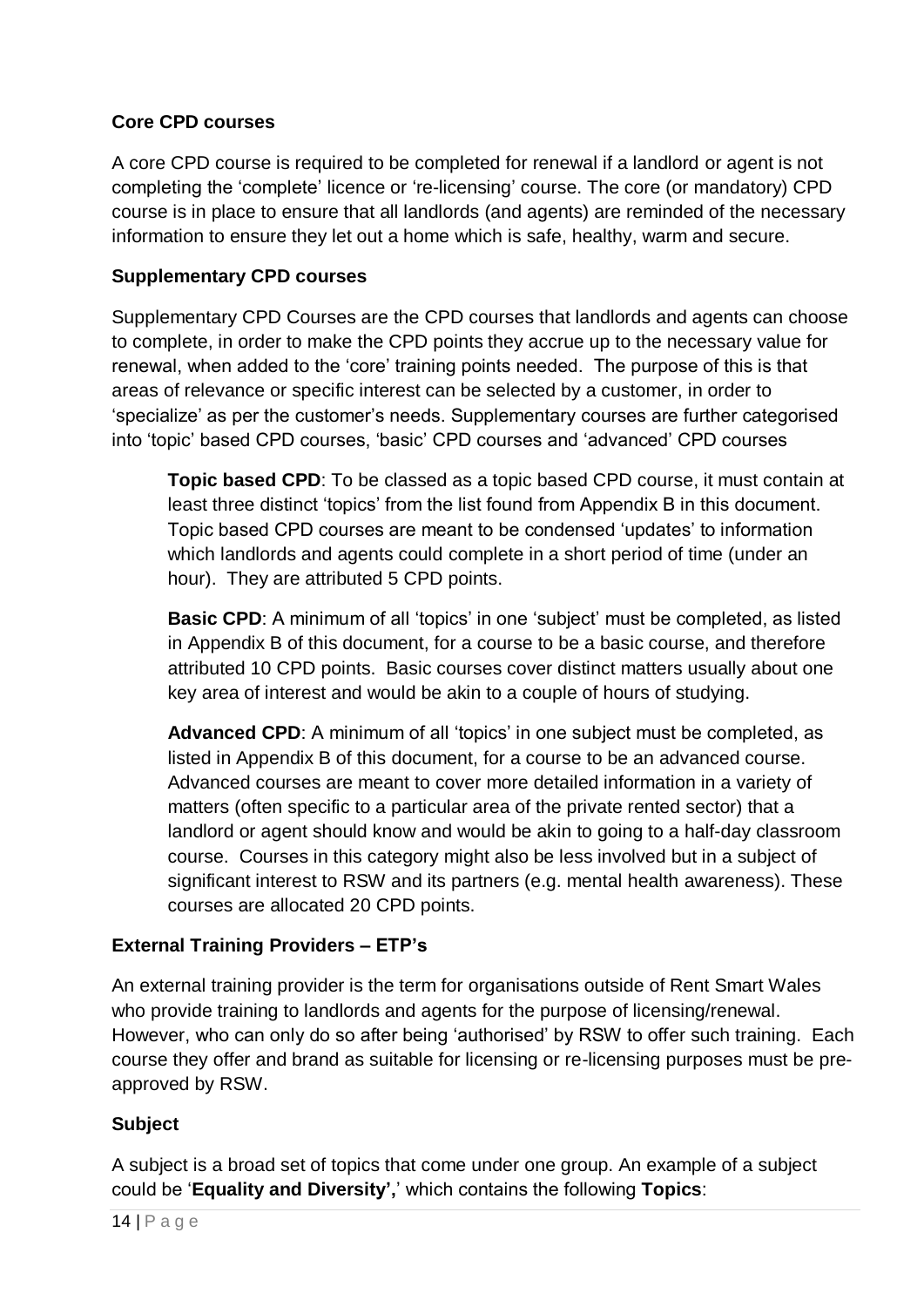**Core CPD courses**

A core CPD course is required to be completed for renewal if a landlord or agent is not completing the 'complete' licence or 're-licensing' course. The core (or mandatory) CPD course is in place to ensure that all landlords (and agents) are reminded of the necessary information to ensure they let out a home which is safe, healthy, warm and secure.

**Supplementary CPD courses**

Supplementary CPD Courses are the CPD courses that landlords and agents can choose to complete, in order to make the CPD points they accrue up to the necessary value for renewal, when added to the 'core' training points needed. The purpose of this is that areas of relevance or specific interest can be selected by a customer, in order to 'specialize' as per the customer's needs. Supplementary courses are further categorised into 'topic' based CPD courses, 'basic' CPD courses and 'advanced' CPD courses

> **Topic based CPD**: To be classed as a topic based CPD course, it must contain at least three distinct 'topics' from the list found from Appendix B in this document. Topic based CPD courses are meant to be condensed 'updates' to information which landlords and agents could complete in a short period of time (under an hour). They are attributed 5 CPD points.
>
> **Basic CPD**: A minimum of all 'topics' in one 'subject' must be completed, as listed in Appendix B of this document, for a course to be a basic course, and therefore attributed 10 CPD points. Basic courses cover distinct matters usually about one key area of interest and would be akin to a couple of hours of studying.
>
> **Advanced CPD**: A minimum of all 'topics' in one subject must be completed, as listed in Appendix B of this document, for a course to be an advanced course. Advanced courses are meant to cover more detailed information in a variety of matters (often specific to a particular area of the private rented sector) that a landlord or agent should know and would be akin to going to a half-day classroom course. Courses in this category might also be less involved but in a subject of significant interest to RSW and its partners (e.g. mental health awareness). These courses are allocated 20 CPD points.

**External Training Providers – ETP's**

An external training provider is the term for organisations outside of Rent Smart Wales who provide training to landlords and agents for the purpose of licensing/renewal. However, who can only do so after being 'authorised' by RSW to offer such training. Each course they offer and brand as suitable for licensing or re-licensing purposes must be pre-approved by RSW.

**Subject**

A subject is a broad set of topics that come under one group. An example of a subject could be '**Equality and Diversity',**' which contains the following **Topics**: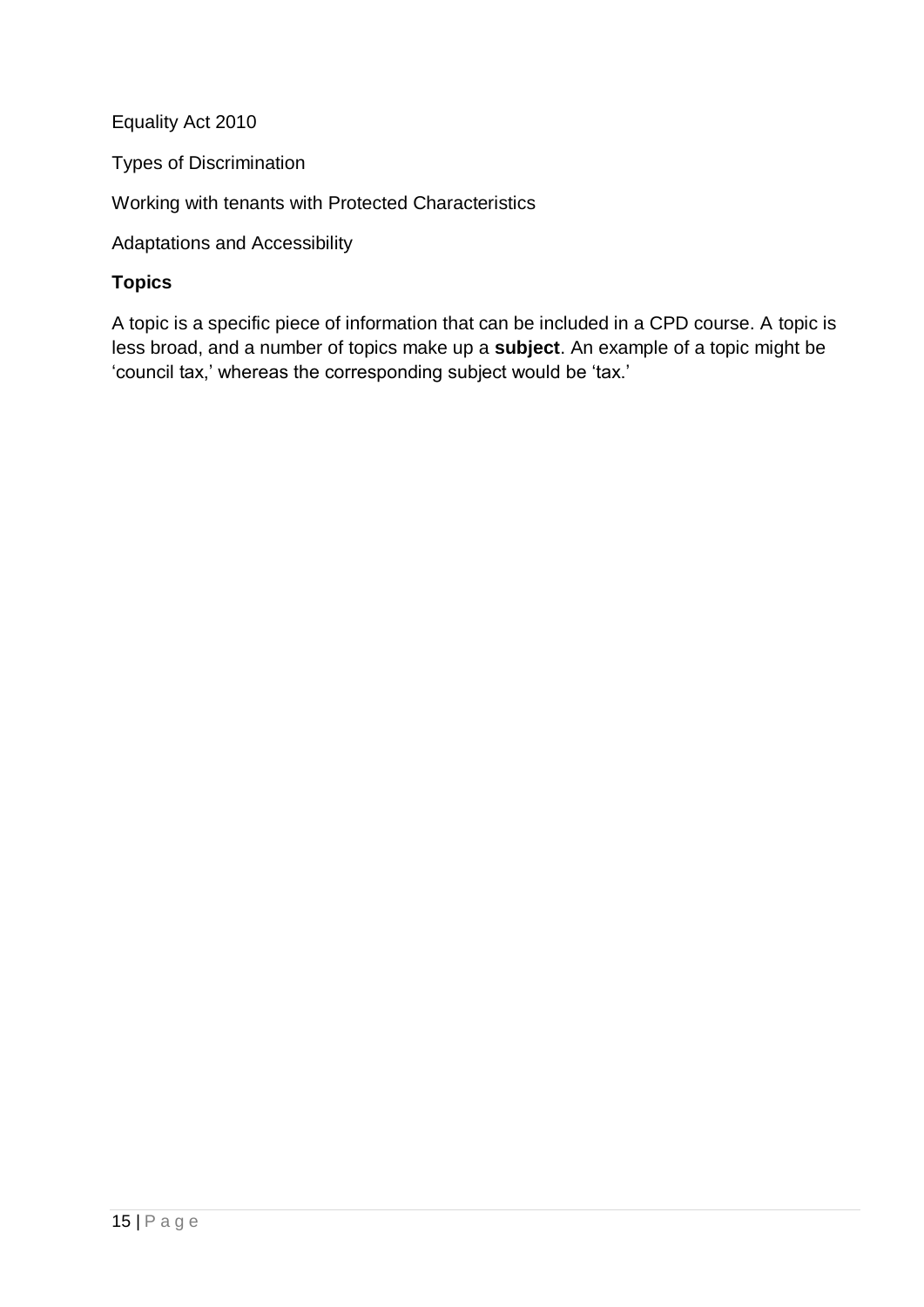Equality Act 2010

Types of Discrimination

Working with tenants with Protected Characteristics

Adaptations and Accessibility

### Topics

A topic is a specific piece of information that can be included in a CPD course. A topic is less broad, and a number of topics make up a **subject**. An example of a topic might be 'council tax,' whereas the corresponding subject would be 'tax.'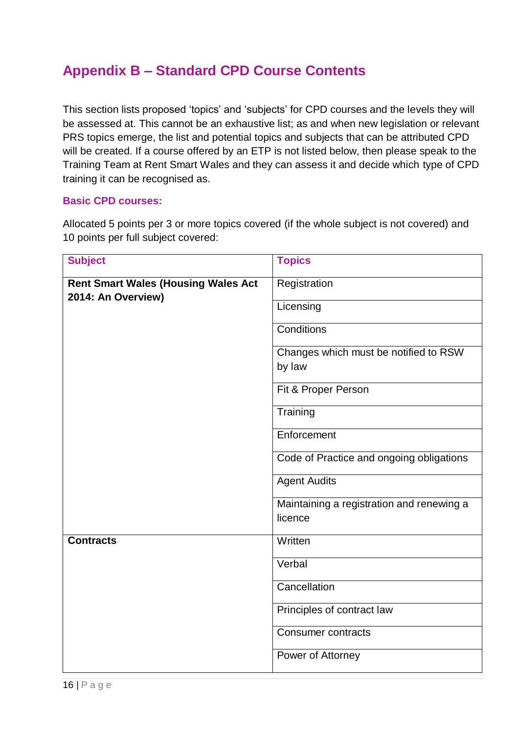## Appendix B – Standard CPD Course Contents

This section lists proposed 'topics' and 'subjects' for CPD courses and the levels they will be assessed at. This cannot be an exhaustive list; as and when new legislation or relevant PRS topics emerge, the list and potential topics and subjects that can be attributed CPD will be created. If a course offered by an ETP is not listed below, then please speak to the Training Team at Rent Smart Wales and they can assess it and decide which type of CPD training it can be recognised as.

### Basic CPD courses:

Allocated 5 points per 3 or more topics covered (if the whole subject is not covered) and 10 points per full subject covered:

| Subject | Topics |
|---|---|
| **Rent Smart Wales (Housing Wales Act 2014: An Overview)** | Registration |
| | Licensing |
| | Conditions |
| | Changes which must be notified to RSW by law |
| | Fit & Proper Person |
| | Training |
| | Enforcement |
| | Code of Practice and ongoing obligations |
| | Agent Audits |
| | Maintaining a registration and renewing a licence |
| **Contracts** | Written |
| | Verbal |
| | Cancellation |
| | Principles of contract law |
| | Consumer contracts |
| | Power of Attorney |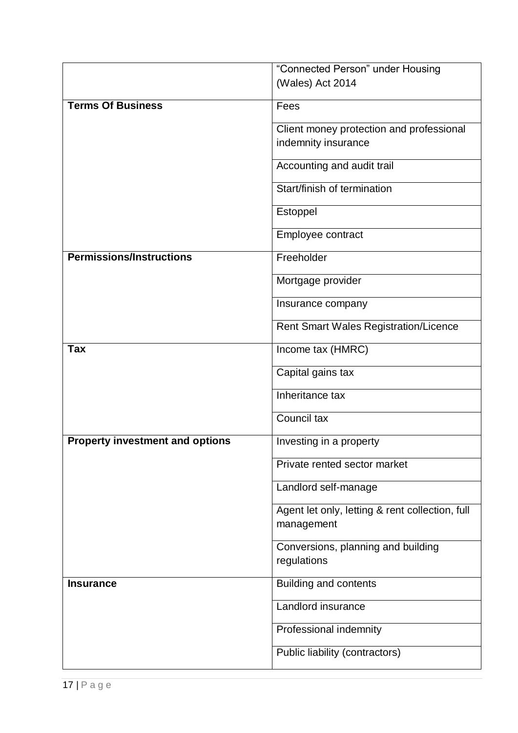| | |
|---|---|
| | "Connected Person" under Housing (Wales) Act 2014 |
| **Terms Of Business** | Fees |
| | Client money protection and professional indemnity insurance |
| | Accounting and audit trail |
| | Start/finish of termination |
| | Estoppel |
| | Employee contract |
| **Permissions/Instructions** | Freeholder |
| | Mortgage provider |
| | Insurance company |
| | Rent Smart Wales Registration/Licence |
| **Tax** | Income tax (HMRC) |
| | Capital gains tax |
| | Inheritance tax |
| | Council tax |
| **Property investment and options** | Investing in a property |
| | Private rented sector market |
| | Landlord self-manage |
| | Agent let only, letting & rent collection, full management |
| | Conversions, planning and building regulations |
| **Insurance** | Building and contents |
| | Landlord insurance |
| | Professional indemnity |
| | Public liability (contractors) |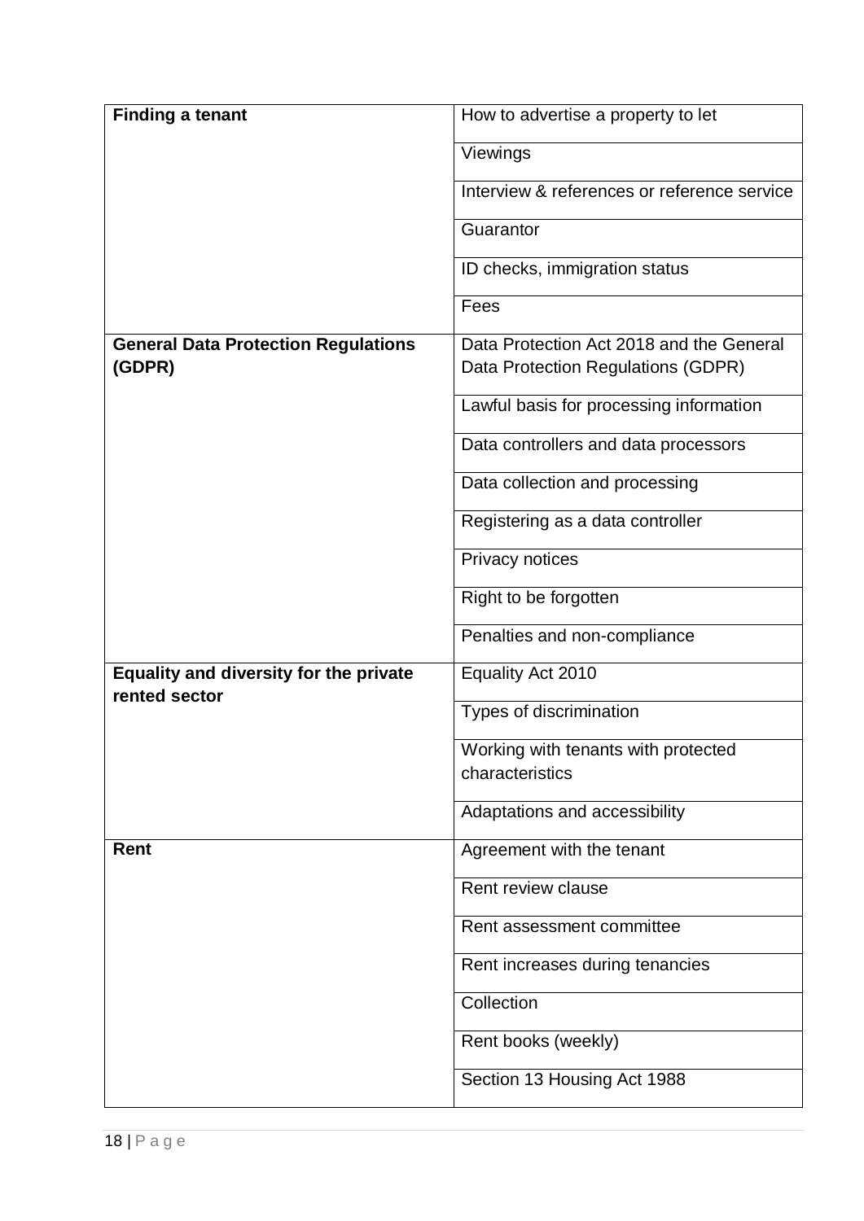| **Finding a tenant** | How to advertise a property to let |
|---|---|
| | Viewings |
| | Interview & references or reference service |
| | Guarantor |
| | ID checks, immigration status |
| | Fees |
| **General Data Protection Regulations (GDPR)** | Data Protection Act 2018 and the General Data Protection Regulations (GDPR) |
| | Lawful basis for processing information |
| | Data controllers and data processors |
| | Data collection and processing |
| | Registering as a data controller |
| | Privacy notices |
| | Right to be forgotten |
| | Penalties and non-compliance |
| **Equality and diversity for the private rented sector** | Equality Act 2010 |
| | Types of discrimination |
| | Working with tenants with protected characteristics |
| | Adaptations and accessibility |
| **Rent** | Agreement with the tenant |
| | Rent review clause |
| | Rent assessment committee |
| | Rent increases during tenancies |
| | Collection |
| | Rent books (weekly) |
| | Section 13 Housing Act 1988 |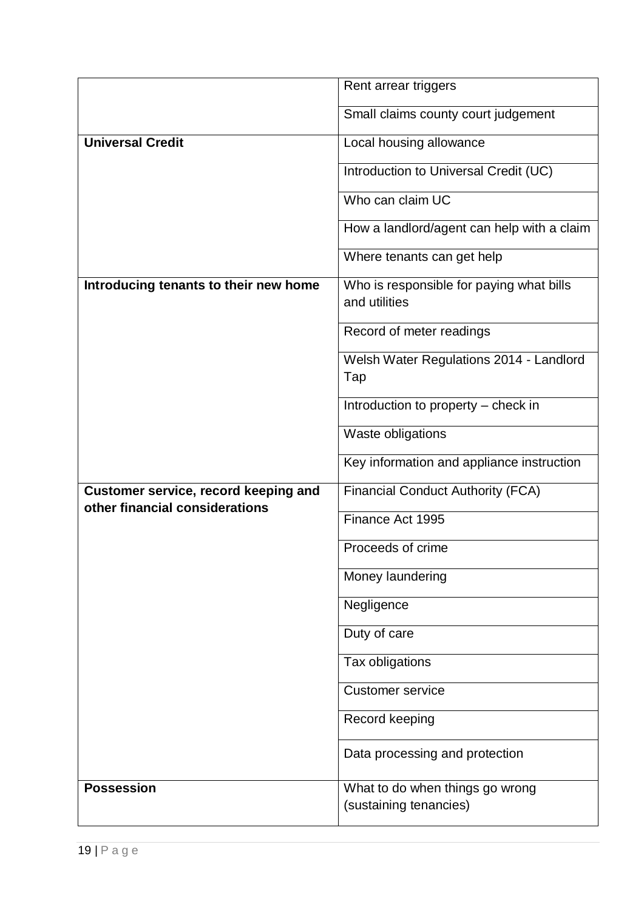| | |
|---|---|
| | Rent arrear triggers |
| | Small claims county court judgement |
| **Universal Credit** | Local housing allowance |
| | Introduction to Universal Credit (UC) |
| | Who can claim UC |
| | How a landlord/agent can help with a claim |
| | Where tenants can get help |
| **Introducing tenants to their new home** | Who is responsible for paying what bills and utilities |
| | Record of meter readings |
| | Welsh Water Regulations 2014 - Landlord Tap |
| | Introduction to property – check in |
| | Waste obligations |
| | Key information and appliance instruction |
| **Customer service, record keeping and other financial considerations** | Financial Conduct Authority (FCA) |
| | Finance Act 1995 |
| | Proceeds of crime |
| | Money laundering |
| | Negligence |
| | Duty of care |
| | Tax obligations |
| | Customer service |
| | Record keeping |
| | Data processing and protection |
| **Possession** | What to do when things go wrong (sustaining tenancies) |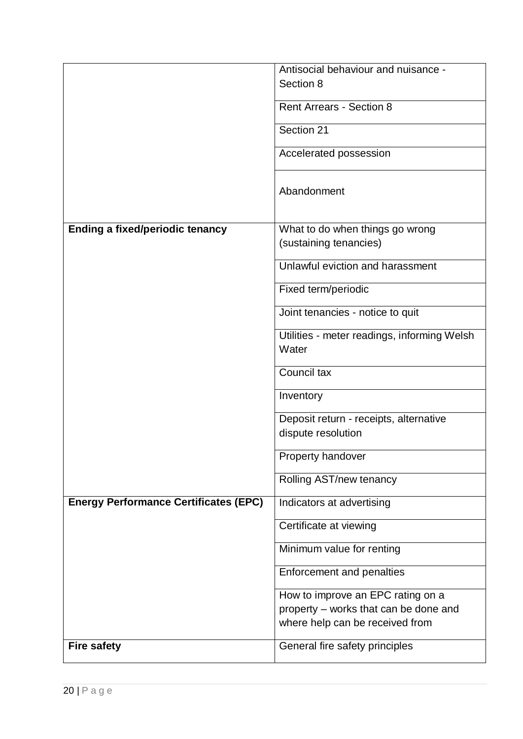| | |
|---|---|
| | Antisocial behaviour and nuisance - Section 8 |
| | Rent Arrears - Section 8 |
| | Section 21 |
| | Accelerated possession |
| | Abandonment |
| **Ending a fixed/periodic tenancy** | What to do when things go wrong (sustaining tenancies) |
| | Unlawful eviction and harassment |
| | Fixed term/periodic |
| | Joint tenancies - notice to quit |
| | Utilities - meter readings, informing Welsh Water |
| | Council tax |
| | Inventory |
| | Deposit return - receipts, alternative dispute resolution |
| | Property handover |
| | Rolling AST/new tenancy |
| **Energy Performance Certificates (EPC)** | Indicators at advertising |
| | Certificate at viewing |
| | Minimum value for renting |
| | Enforcement and penalties |
| | How to improve an EPC rating on a property – works that can be done and where help can be received from |
| **Fire safety** | General fire safety principles |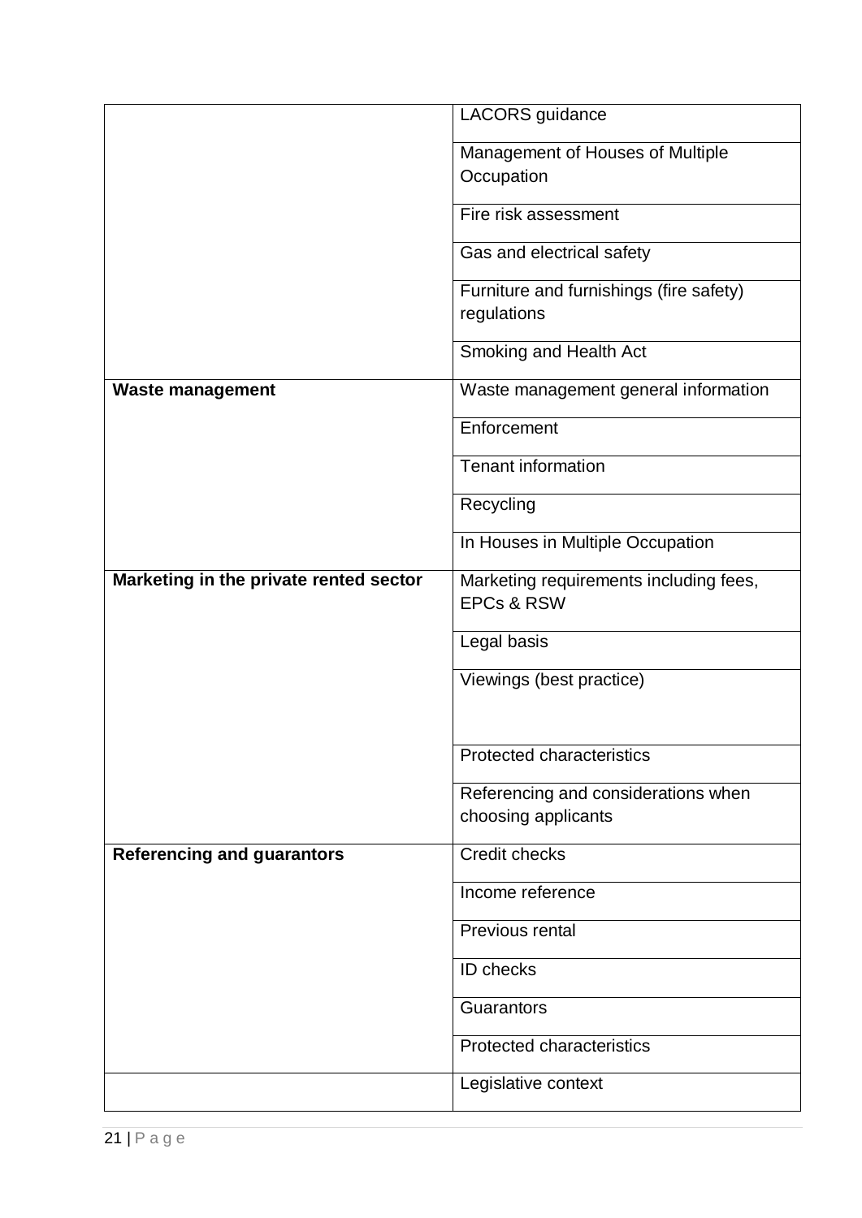| | |
|---|---|
| | LACORS guidance |
| | Management of Houses of Multiple Occupation |
| | Fire risk assessment |
| | Gas and electrical safety |
| | Furniture and furnishings (fire safety) regulations |
| | Smoking and Health Act |
| **Waste management** | Waste management general information |
| | Enforcement |
| | Tenant information |
| | Recycling |
| | In Houses in Multiple Occupation |
| **Marketing in the private rented sector** | Marketing requirements including fees, EPCs & RSW |
| | Legal basis |
| | Viewings (best practice) |
| | Protected characteristics |
| | Referencing and considerations when choosing applicants |
| **Referencing and guarantors** | Credit checks |
| | Income reference |
| | Previous rental |
| | ID checks |
| | Guarantors |
| | Protected characteristics |
| | Legislative context |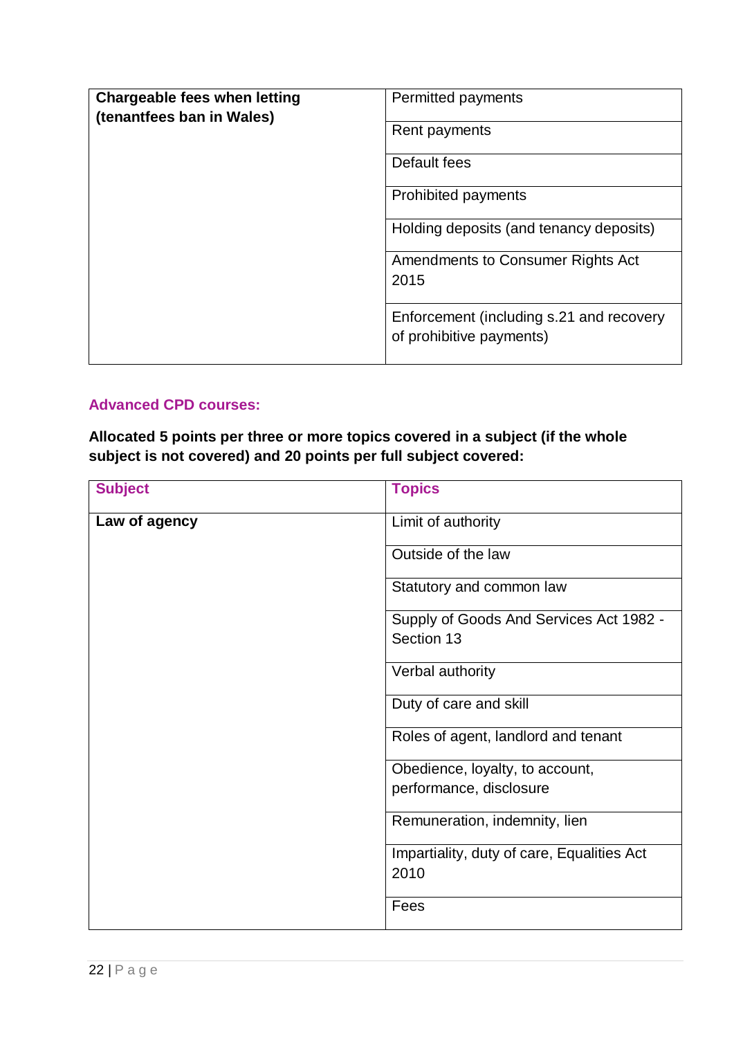| | |
|---|---|
| **Chargeable fees when letting (tenantfees ban in Wales)** | Permitted payments |
| | Rent payments |
| | Default fees |
| | Prohibited payments |
| | Holding deposits (and tenancy deposits) |
| | Amendments to Consumer Rights Act 2015 |
| | Enforcement (including s.21 and recovery of prohibitive payments) |

### Advanced CPD courses:

**Allocated 5 points per three or more topics covered in a subject (if the whole subject is not covered) and 20 points per full subject covered:**

| Subject | Topics |
|---|---|
| **Law of agency** | Limit of authority |
| | Outside of the law |
| | Statutory and common law |
| | Supply of Goods And Services Act 1982 - Section 13 |
| | Verbal authority |
| | Duty of care and skill |
| | Roles of agent, landlord and tenant |
| | Obedience, loyalty, to account, performance, disclosure |
| | Remuneration, indemnity, lien |
| | Impartiality, duty of care, Equalities Act 2010 |
| | Fees |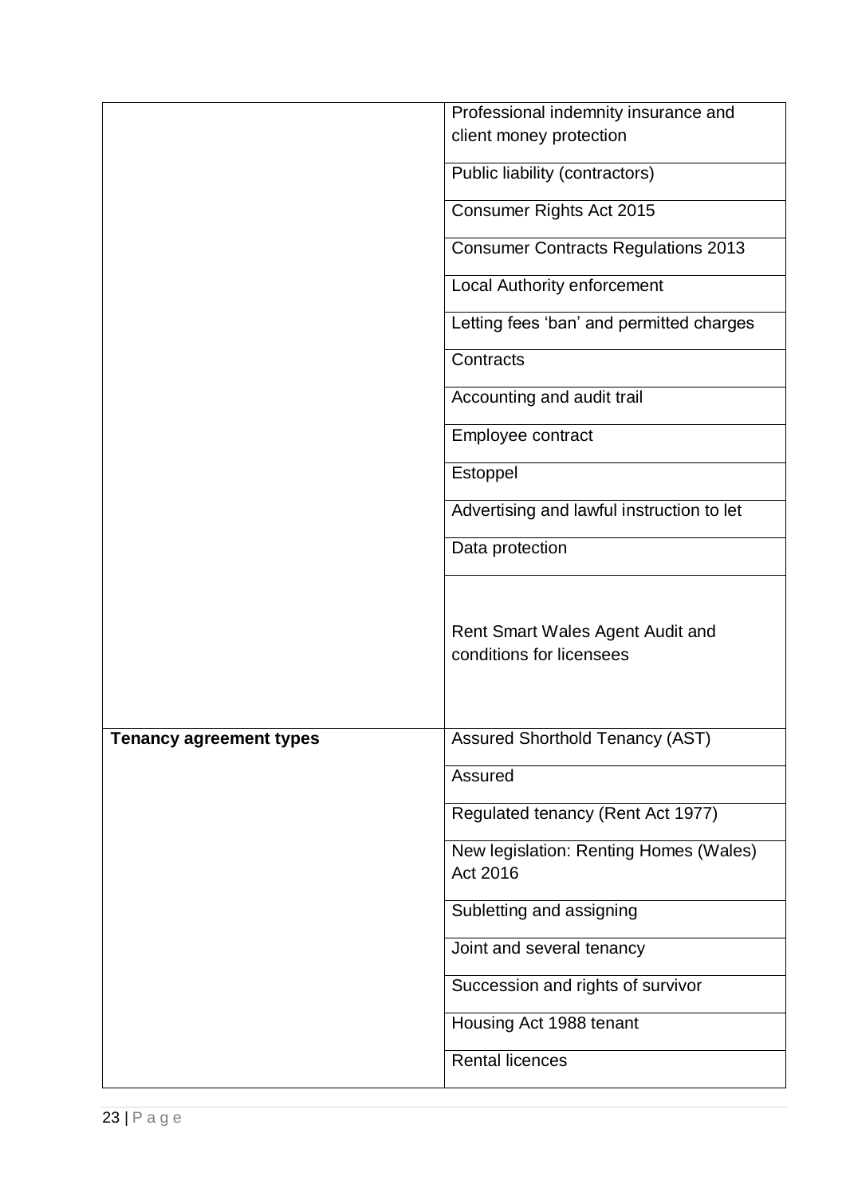| | |
|---|---|
| | Professional indemnity insurance and client money protection |
| | Public liability (contractors) |
| | Consumer Rights Act 2015 |
| | Consumer Contracts Regulations 2013 |
| | Local Authority enforcement |
| | Letting fees 'ban' and permitted charges |
| | Contracts |
| | Accounting and audit trail |
| | Employee contract |
| | Estoppel |
| | Advertising and lawful instruction to let |
| | Data protection |
| | Rent Smart Wales Agent Audit and conditions for licensees |
| **Tenancy agreement types** | Assured Shorthold Tenancy (AST) |
| | Assured |
| | Regulated tenancy (Rent Act 1977) |
| | New legislation: Renting Homes (Wales) Act 2016 |
| | Subletting and assigning |
| | Joint and several tenancy |
| | Succession and rights of survivor |
| | Housing Act 1988 tenant |
| | Rental licences |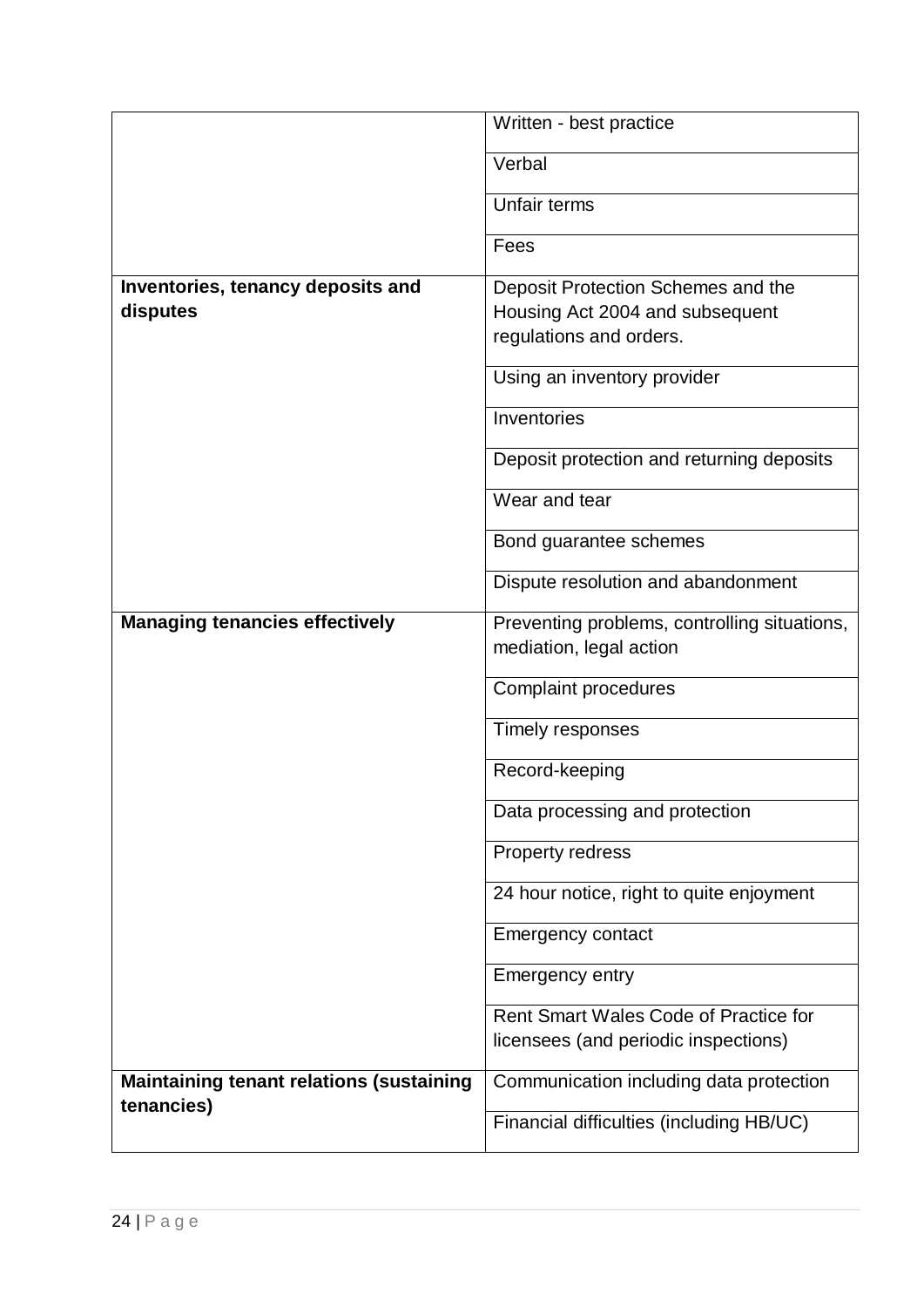| | |
|---|---|
| | Written - best practice |
| | Verbal |
| | Unfair terms |
| | Fees |
| **Inventories, tenancy deposits and disputes** | Deposit Protection Schemes and the Housing Act 2004 and subsequent regulations and orders. |
| | Using an inventory provider |
| | Inventories |
| | Deposit protection and returning deposits |
| | Wear and tear |
| | Bond guarantee schemes |
| | Dispute resolution and abandonment |
| **Managing tenancies effectively** | Preventing problems, controlling situations, mediation, legal action |
| | Complaint procedures |
| | Timely responses |
| | Record-keeping |
| | Data processing and protection |
| | Property redress |
| | 24 hour notice, right to quite enjoyment |
| | Emergency contact |
| | Emergency entry |
| | Rent Smart Wales Code of Practice for licensees (and periodic inspections) |
| **Maintaining tenant relations (sustaining tenancies)** | Communication including data protection |
| | Financial difficulties (including HB/UC) |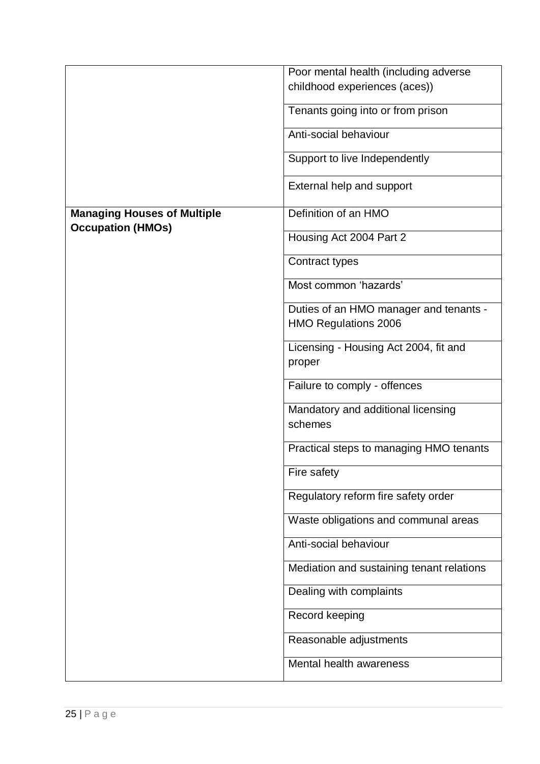| | |
|---|---|
| | Poor mental health (including adverse childhood experiences (aces)) |
| | Tenants going into or from prison |
| | Anti-social behaviour |
| | Support to live Independently |
| | External help and support |
| **Managing Houses of Multiple Occupation (HMOs)** | Definition of an HMO |
| | Housing Act 2004 Part 2 |
| | Contract types |
| | Most common 'hazards' |
| | Duties of an HMO manager and tenants - HMO Regulations 2006 |
| | Licensing - Housing Act 2004, fit and proper |
| | Failure to comply - offences |
| | Mandatory and additional licensing schemes |
| | Practical steps to managing HMO tenants |
| | Fire safety |
| | Regulatory reform fire safety order |
| | Waste obligations and communal areas |
| | Anti-social behaviour |
| | Mediation and sustaining tenant relations |
| | Dealing with complaints |
| | Record keeping |
| | Reasonable adjustments |
| | Mental health awareness |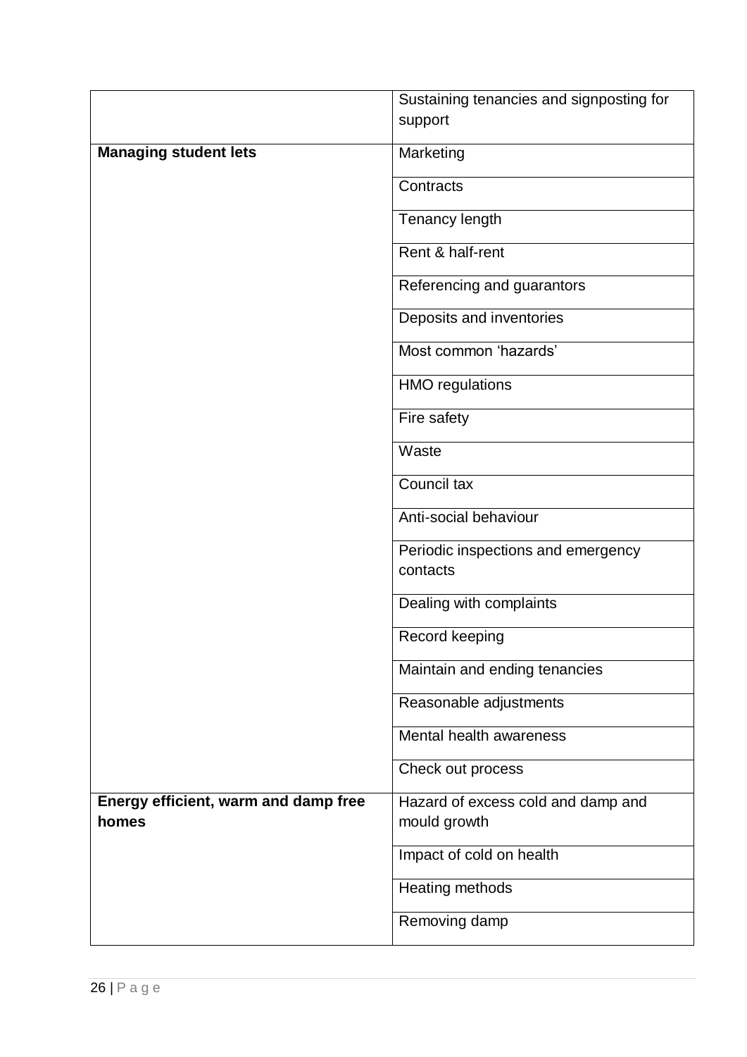| | |
|---|---|
| | Sustaining tenancies and signposting for support |
| **Managing student lets** | Marketing |
| | Contracts |
| | Tenancy length |
| | Rent & half-rent |
| | Referencing and guarantors |
| | Deposits and inventories |
| | Most common 'hazards' |
| | HMO regulations |
| | Fire safety |
| | Waste |
| | Council tax |
| | Anti-social behaviour |
| | Periodic inspections and emergency contacts |
| | Dealing with complaints |
| | Record keeping |
| | Maintain and ending tenancies |
| | Reasonable adjustments |
| | Mental health awareness |
| | Check out process |
| **Energy efficient, warm and damp free homes** | Hazard of excess cold and damp and mould growth |
| | Impact of cold on health |
| | Heating methods |
| | Removing damp |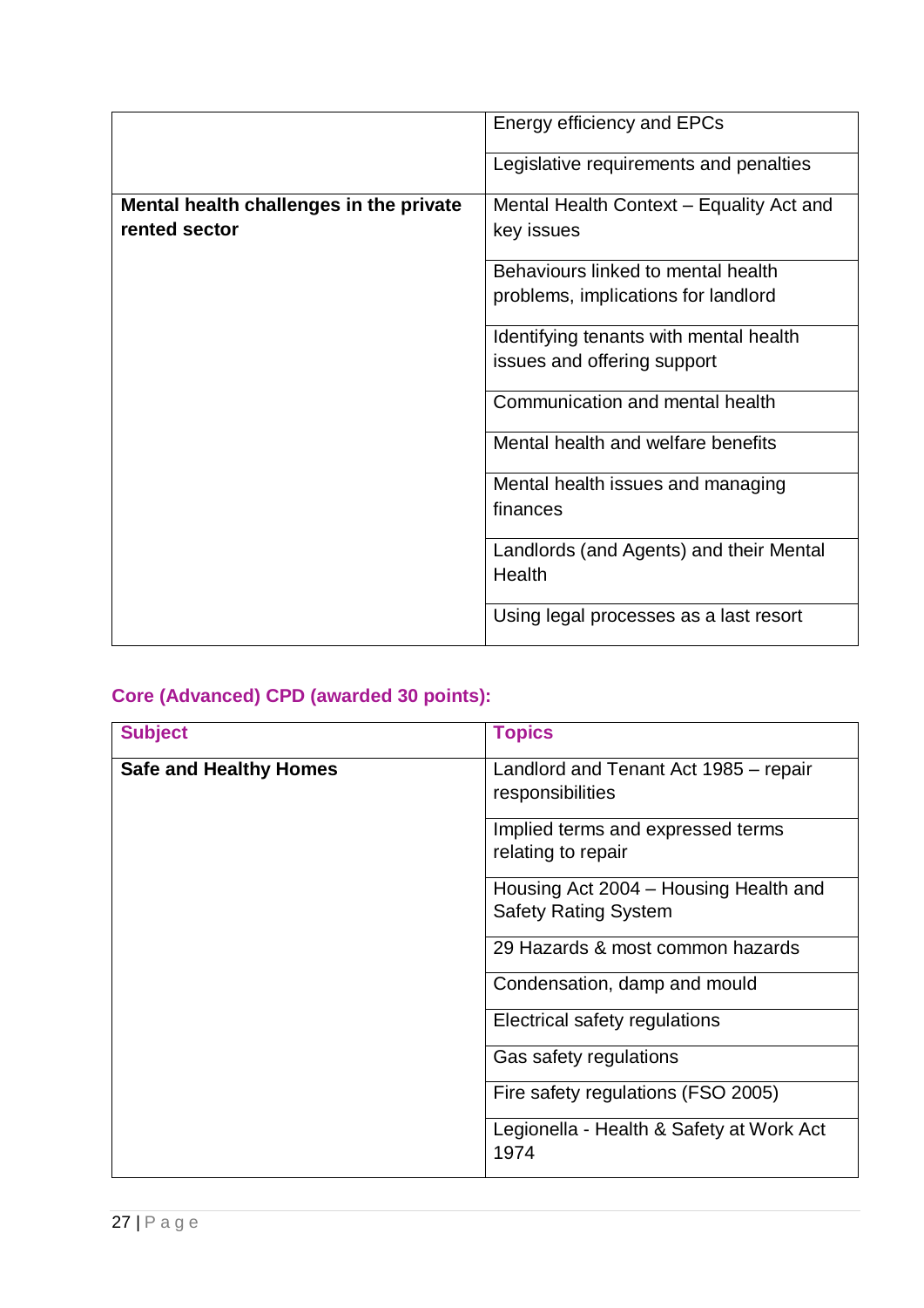| | |
|---|---|
| | Energy efficiency and EPCs |
| | Legislative requirements and penalties |
| **Mental health challenges in the private rented sector** | Mental Health Context – Equality Act and key issues |
| | Behaviours linked to mental health problems, implications for landlord |
| | Identifying tenants with mental health issues and offering support |
| | Communication and mental health |
| | Mental health and welfare benefits |
| | Mental health issues and managing finances |
| | Landlords (and Agents) and their Mental Health |
| | Using legal processes as a last resort |

### Core (Advanced) CPD (awarded 30 points):

| Subject | Topics |
|---|---|
| **Safe and Healthy Homes** | Landlord and Tenant Act 1985 – repair responsibilities |
| | Implied terms and expressed terms relating to repair |
| | Housing Act 2004 – Housing Health and Safety Rating System |
| | 29 Hazards & most common hazards |
| | Condensation, damp and mould |
| | Electrical safety regulations |
| | Gas safety regulations |
| | Fire safety regulations (FSO 2005) |
| | Legionella - Health & Safety at Work Act 1974 |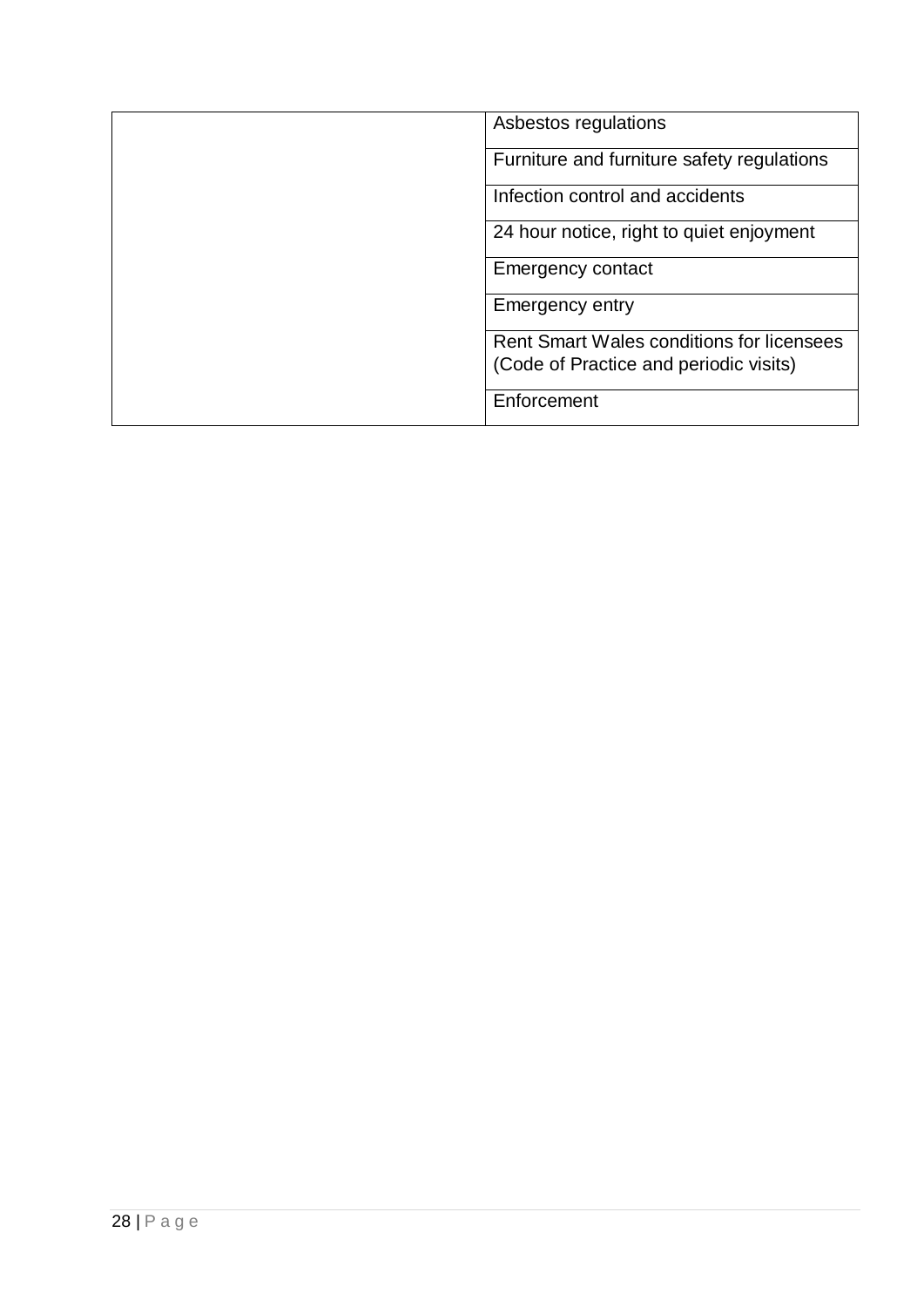| | |
|---|---|
| | Asbestos regulations |
| | Furniture and furniture safety regulations |
| | Infection control and accidents |
| | 24 hour notice, right to quiet enjoyment |
| | Emergency contact |
| | Emergency entry |
| | Rent Smart Wales conditions for licensees (Code of Practice and periodic visits) |
| | Enforcement |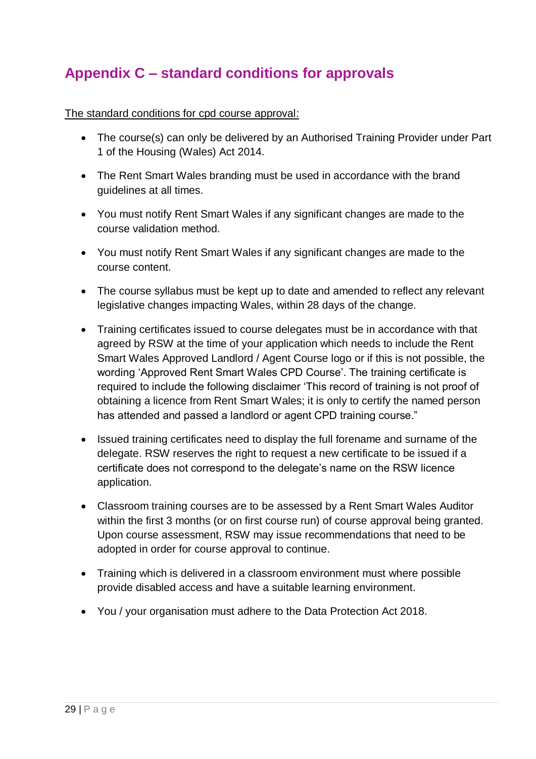## Appendix C – standard conditions for approvals

The standard conditions for cpd course approval:

- The course(s) can only be delivered by an Authorised Training Provider under Part 1 of the Housing (Wales) Act 2014.
- The Rent Smart Wales branding must be used in accordance with the brand guidelines at all times.
- You must notify Rent Smart Wales if any significant changes are made to the course validation method.
- You must notify Rent Smart Wales if any significant changes are made to the course content.
- The course syllabus must be kept up to date and amended to reflect any relevant legislative changes impacting Wales, within 28 days of the change.
- Training certificates issued to course delegates must be in accordance with that agreed by RSW at the time of your application which needs to include the Rent Smart Wales Approved Landlord / Agent Course logo or if this is not possible, the wording 'Approved Rent Smart Wales CPD Course'. The training certificate is required to include the following disclaimer 'This record of training is not proof of obtaining a licence from Rent Smart Wales; it is only to certify the named person has attended and passed a landlord or agent CPD training course."
- Issued training certificates need to display the full forename and surname of the delegate. RSW reserves the right to request a new certificate to be issued if a certificate does not correspond to the delegate's name on the RSW licence application.
- Classroom training courses are to be assessed by a Rent Smart Wales Auditor within the first 3 months (or on first course run) of course approval being granted. Upon course assessment, RSW may issue recommendations that need to be adopted in order for course approval to continue.
- Training which is delivered in a classroom environment must where possible provide disabled access and have a suitable learning environment.
- You / your organisation must adhere to the Data Protection Act 2018.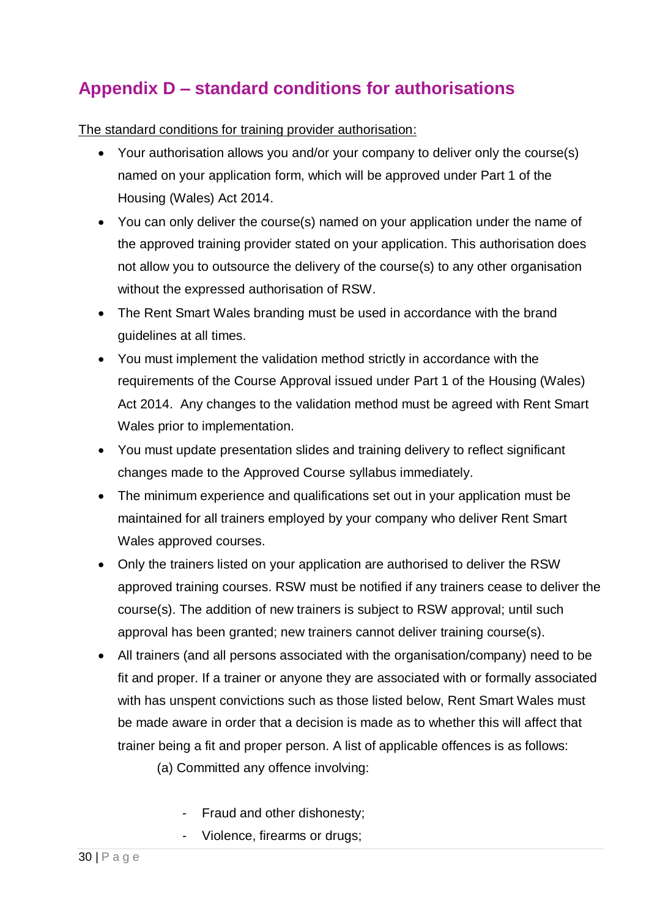## Appendix D – standard conditions for authorisations

The standard conditions for training provider authorisation:

- Your authorisation allows you and/or your company to deliver only the course(s) named on your application form, which will be approved under Part 1 of the Housing (Wales) Act 2014.
- You can only deliver the course(s) named on your application under the name of the approved training provider stated on your application. This authorisation does not allow you to outsource the delivery of the course(s) to any other organisation without the expressed authorisation of RSW.
- The Rent Smart Wales branding must be used in accordance with the brand guidelines at all times.
- You must implement the validation method strictly in accordance with the requirements of the Course Approval issued under Part 1 of the Housing (Wales) Act 2014. Any changes to the validation method must be agreed with Rent Smart Wales prior to implementation.
- You must update presentation slides and training delivery to reflect significant changes made to the Approved Course syllabus immediately.
- The minimum experience and qualifications set out in your application must be maintained for all trainers employed by your company who deliver Rent Smart Wales approved courses.
- Only the trainers listed on your application are authorised to deliver the RSW approved training courses. RSW must be notified if any trainers cease to deliver the course(s). The addition of new trainers is subject to RSW approval; until such approval has been granted; new trainers cannot deliver training course(s).
- All trainers (and all persons associated with the organisation/company) need to be fit and proper. If a trainer or anyone they are associated with or formally associated with has unspent convictions such as those listed below, Rent Smart Wales must be made aware in order that a decision is made as to whether this will affect that trainer being a fit and proper person. A list of applicable offences is as follows:

  (a) Committed any offence involving:

  - Fraud and other dishonesty;
  - Violence, firearms or drugs;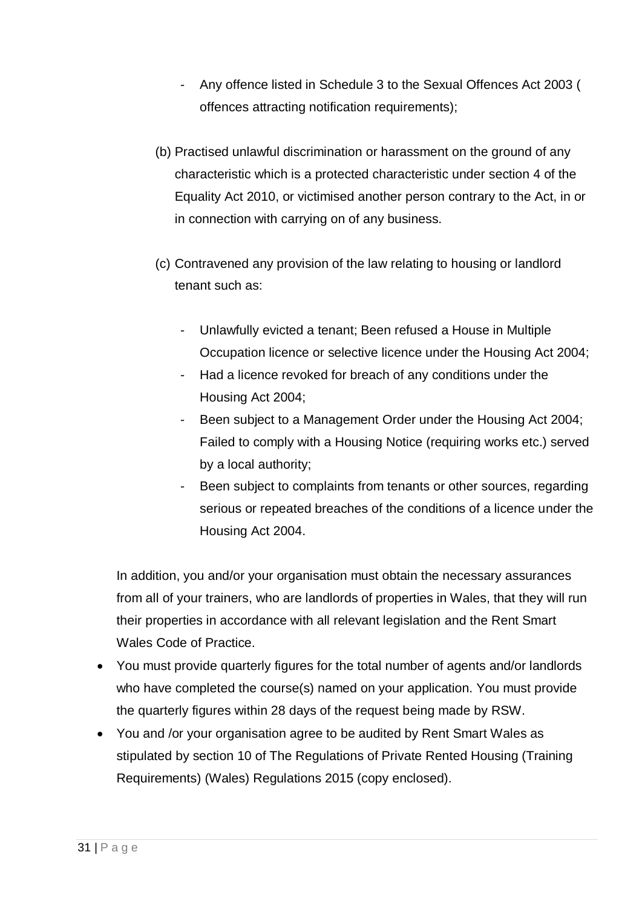- Any offence listed in Schedule 3 to the Sexual Offences Act 2003 ( offences attracting notification requirements);

(b) Practised unlawful discrimination or harassment on the ground of any characteristic which is a protected characteristic under section 4 of the Equality Act 2010, or victimised another person contrary to the Act, in or in connection with carrying on of any business.

(c) Contravened any provision of the law relating to housing or landlord tenant such as:

- Unlawfully evicted a tenant; Been refused a House in Multiple Occupation licence or selective licence under the Housing Act 2004;
- Had a licence revoked for breach of any conditions under the Housing Act 2004;
- Been subject to a Management Order under the Housing Act 2004; Failed to comply with a Housing Notice (requiring works etc.) served by a local authority;
- Been subject to complaints from tenants or other sources, regarding serious or repeated breaches of the conditions of a licence under the Housing Act 2004.

In addition, you and/or your organisation must obtain the necessary assurances from all of your trainers, who are landlords of properties in Wales, that they will run their properties in accordance with all relevant legislation and the Rent Smart Wales Code of Practice.

- You must provide quarterly figures for the total number of agents and/or landlords who have completed the course(s) named on your application. You must provide the quarterly figures within 28 days of the request being made by RSW.
- You and /or your organisation agree to be audited by Rent Smart Wales as stipulated by section 10 of The Regulations of Private Rented Housing (Training Requirements) (Wales) Regulations 2015 (copy enclosed).